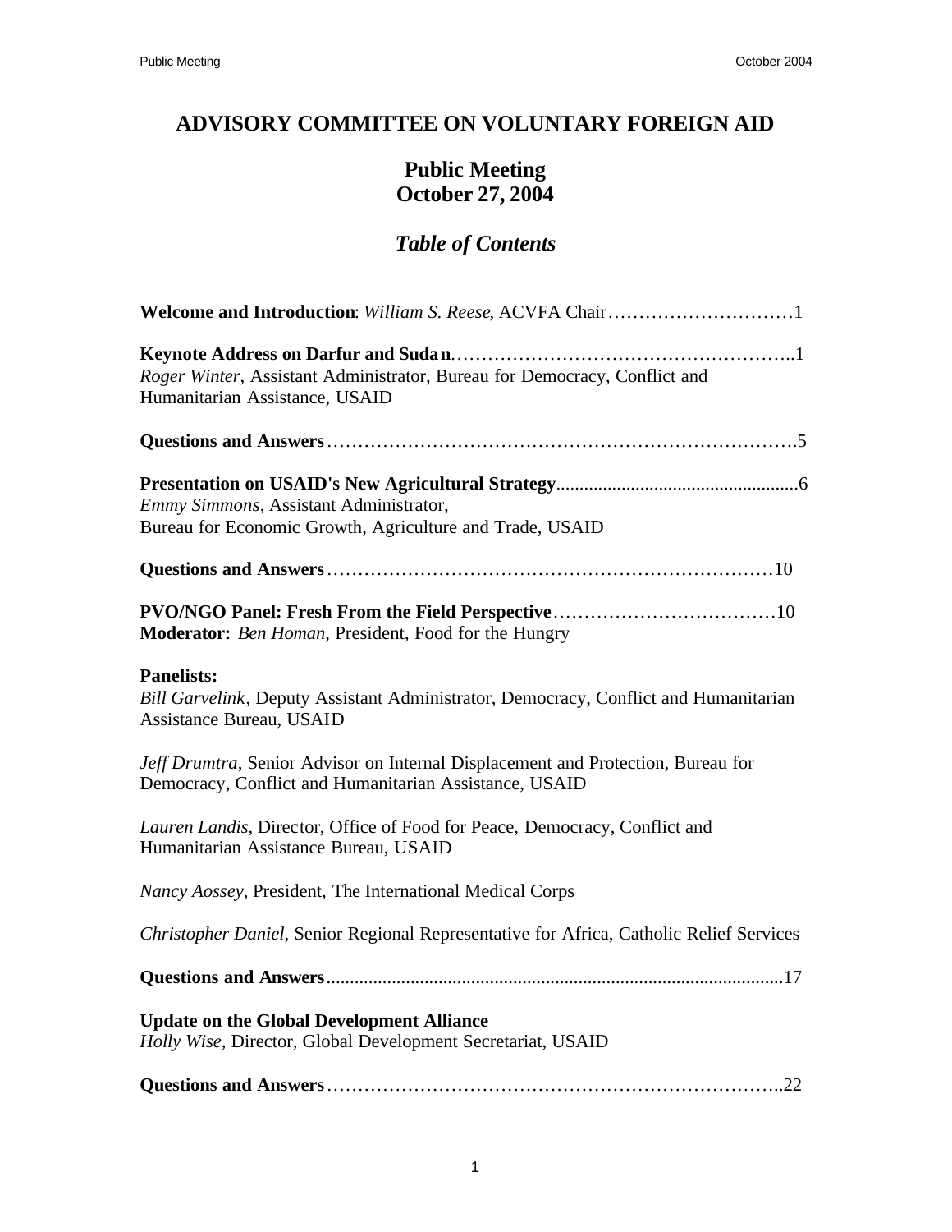# ADVISORY COMMITTEE ON VOLUNTARY FOREIGN AID

## Public Meeting
## October 27, 2004

### *Table of Contents*

**Welcome and Introduction**: *William S. Reese*, ACVFA Chair…………………………1

**Keynote Address on Darfur and Sudan**……………………………………………..1
*Roger Winter*, Assistant Administrator, Bureau for Democracy, Conflict and Humanitarian Assistance, USAID

**Questions and Answers**…………………………………………………………….5

**Presentation on USAID's New Agricultural Strategy**............................................6
*Emmy Simmons*, Assistant Administrator,
Bureau for Economic Growth, Agriculture and Trade, USAID

**Questions and Answers**…………………………………………………………10

**PVO/NGO Panel: Fresh From the Field Perspective**………………………………10
**Moderator:** *Ben Homan*, President, Food for the Hungry

**Panelists:**
*Bill Garvelink*, Deputy Assistant Administrator, Democracy, Conflict and Humanitarian Assistance Bureau, USAID

*Jeff Drumtra*, Senior Advisor on Internal Displacement and Protection, Bureau for Democracy, Conflict and Humanitarian Assistance, USAID

*Lauren Landis*, Director, Office of Food for Peace, Democracy, Conflict and Humanitarian Assistance Bureau, USAID

*Nancy Aossey*, President, The International Medical Corps

*Christopher Daniel*, Senior Regional Representative for Africa, Catholic Relief Services

**Questions and Answers**.................................................................................17

**Update on the Global Development Alliance**
*Holly Wise*, Director, Global Development Secretariat, USAID

**Questions and Answers**…………………………………………………………..22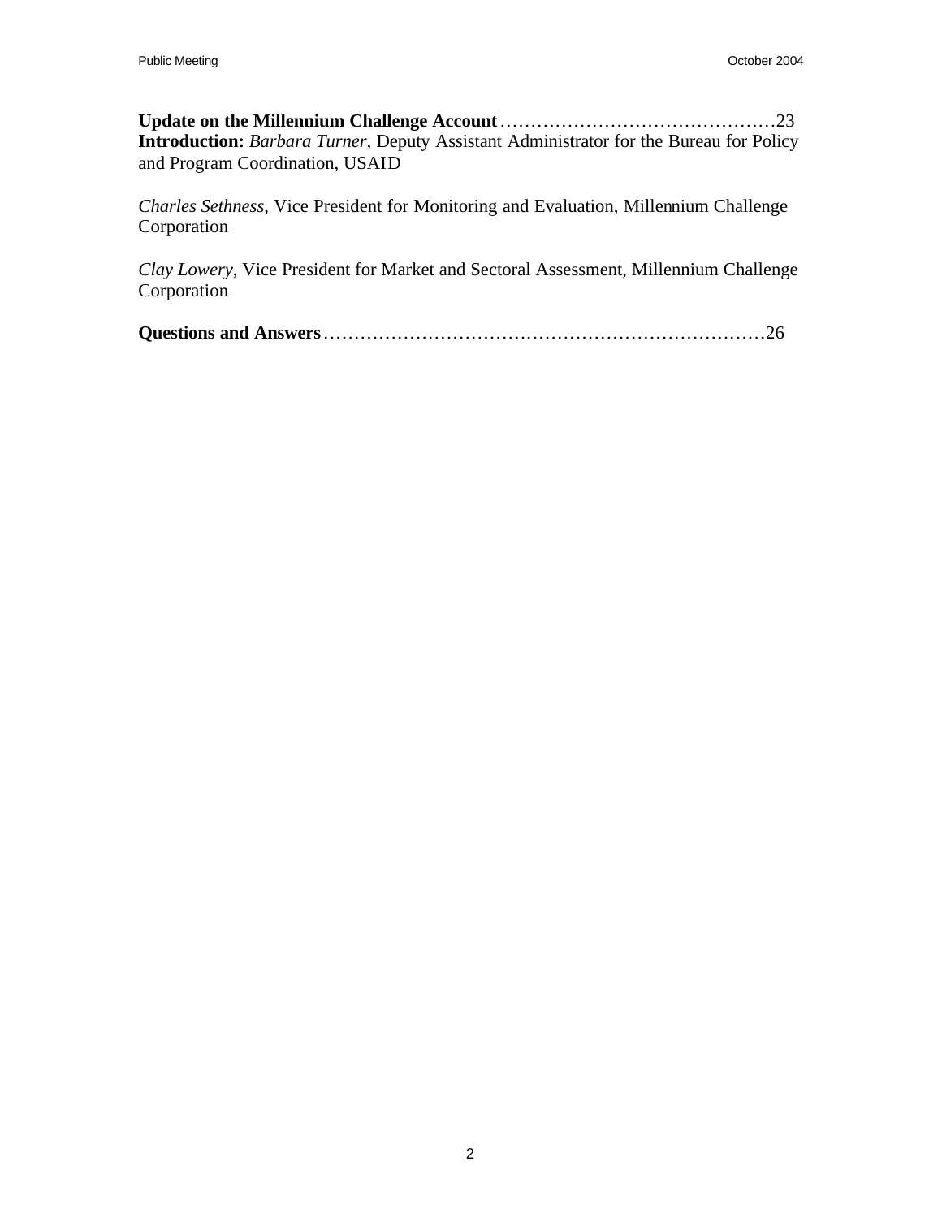**Update on the Millennium Challenge Account**……………………………………23
**Introduction:** *Barbara Turner*, Deputy Assistant Administrator for the Bureau for Policy and Program Coordination, USAID

*Charles Sethness*, Vice President for Monitoring and Evaluation, Millennium Challenge Corporation

*Clay Lowery*, Vice President for Market and Sectoral Assessment, Millennium Challenge Corporation

**Questions and Answers**………………………………………………………………26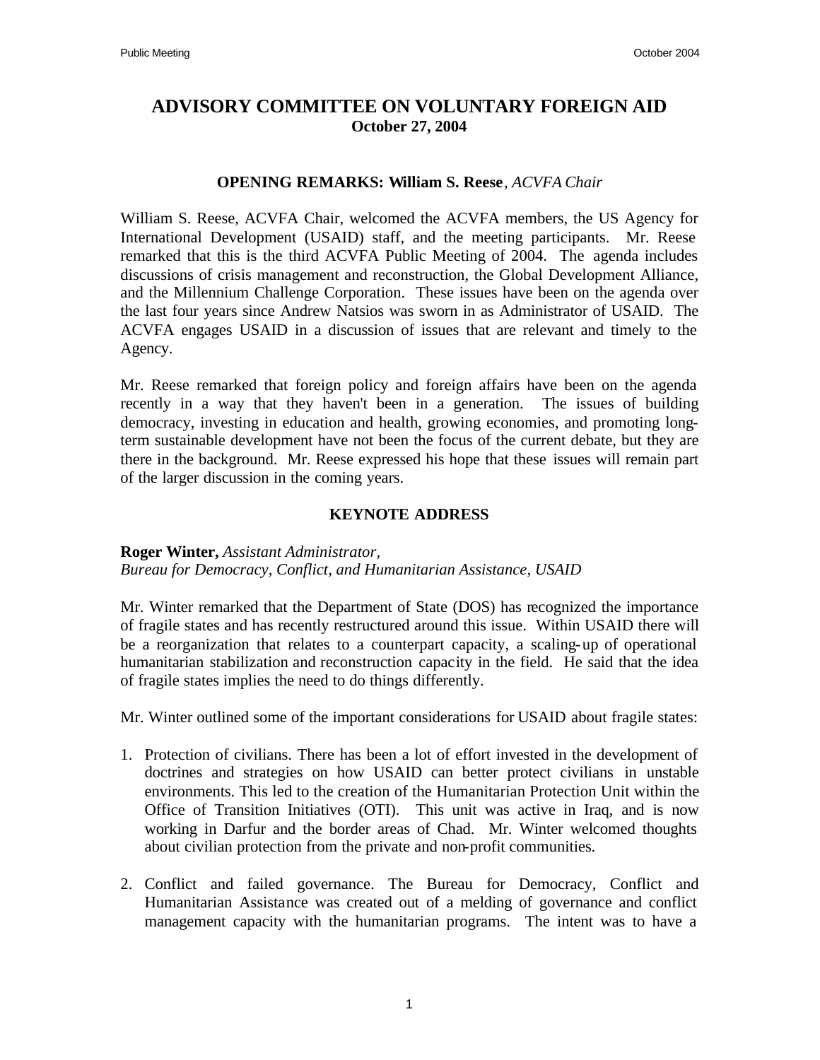# ADVISORY COMMITTEE ON VOLUNTARY FOREIGN AID
**October 27, 2004**

### OPENING REMARKS: William S. Reese, *ACVFA Chair*

William S. Reese, ACVFA Chair, welcomed the ACVFA members, the US Agency for International Development (USAID) staff, and the meeting participants. Mr. Reese remarked that this is the third ACVFA Public Meeting of 2004. The agenda includes discussions of crisis management and reconstruction, the Global Development Alliance, and the Millennium Challenge Corporation. These issues have been on the agenda over the last four years since Andrew Natsios was sworn in as Administrator of USAID. The ACVFA engages USAID in a discussion of issues that are relevant and timely to the Agency.

Mr. Reese remarked that foreign policy and foreign affairs have been on the agenda recently in a way that they haven't been in a generation. The issues of building democracy, investing in education and health, growing economies, and promoting long-term sustainable development have not been the focus of the current debate, but they are there in the background. Mr. Reese expressed his hope that these issues will remain part of the larger discussion in the coming years.

### KEYNOTE ADDRESS

**Roger Winter,** *Assistant Administrator,*
*Bureau for Democracy, Conflict, and Humanitarian Assistance, USAID*

Mr. Winter remarked that the Department of State (DOS) has recognized the importance of fragile states and has recently restructured around this issue. Within USAID there will be a reorganization that relates to a counterpart capacity, a scaling-up of operational humanitarian stabilization and reconstruction capacity in the field. He said that the idea of fragile states implies the need to do things differently.

Mr. Winter outlined some of the important considerations for USAID about fragile states:

1. Protection of civilians. There has been a lot of effort invested in the development of doctrines and strategies on how USAID can better protect civilians in unstable environments. This led to the creation of the Humanitarian Protection Unit within the Office of Transition Initiatives (OTI). This unit was active in Iraq, and is now working in Darfur and the border areas of Chad. Mr. Winter welcomed thoughts about civilian protection from the private and non-profit communities.

2. Conflict and failed governance. The Bureau for Democracy, Conflict and Humanitarian Assistance was created out of a melding of governance and conflict management capacity with the humanitarian programs. The intent was to have a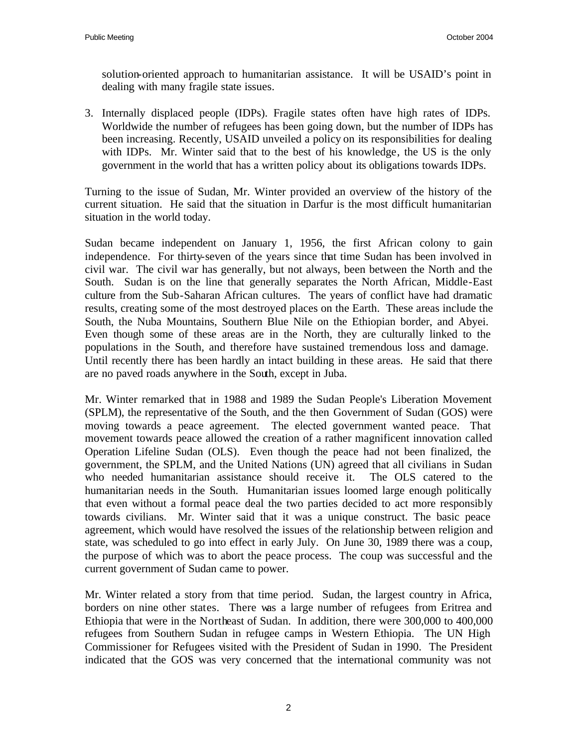solution-oriented approach to humanitarian assistance. It will be USAID's point in dealing with many fragile state issues.

3. Internally displaced people (IDPs). Fragile states often have high rates of IDPs. Worldwide the number of refugees has been going down, but the number of IDPs has been increasing. Recently, USAID unveiled a policy on its responsibilities for dealing with IDPs. Mr. Winter said that to the best of his knowledge, the US is the only government in the world that has a written policy about its obligations towards IDPs.

Turning to the issue of Sudan, Mr. Winter provided an overview of the history of the current situation. He said that the situation in Darfur is the most difficult humanitarian situation in the world today.

Sudan became independent on January 1, 1956, the first African colony to gain independence. For thirty-seven of the years since that time Sudan has been involved in civil war. The civil war has generally, but not always, been between the North and the South. Sudan is on the line that generally separates the North African, Middle-East culture from the Sub-Saharan African cultures. The years of conflict have had dramatic results, creating some of the most destroyed places on the Earth. These areas include the South, the Nuba Mountains, Southern Blue Nile on the Ethiopian border, and Abyei. Even though some of these areas are in the North, they are culturally linked to the populations in the South, and therefore have sustained tremendous loss and damage. Until recently there has been hardly an intact building in these areas. He said that there are no paved roads anywhere in the South, except in Juba.

Mr. Winter remarked that in 1988 and 1989 the Sudan People's Liberation Movement (SPLM), the representative of the South, and the then Government of Sudan (GOS) were moving towards a peace agreement. The elected government wanted peace. That movement towards peace allowed the creation of a rather magnificent innovation called Operation Lifeline Sudan (OLS). Even though the peace had not been finalized, the government, the SPLM, and the United Nations (UN) agreed that all civilians in Sudan who needed humanitarian assistance should receive it. The OLS catered to the humanitarian needs in the South. Humanitarian issues loomed large enough politically that even without a formal peace deal the two parties decided to act more responsibly towards civilians. Mr. Winter said that it was a unique construct. The basic peace agreement, which would have resolved the issues of the relationship between religion and state, was scheduled to go into effect in early July. On June 30, 1989 there was a coup, the purpose of which was to abort the peace process. The coup was successful and the current government of Sudan came to power.

Mr. Winter related a story from that time period. Sudan, the largest country in Africa, borders on nine other states. There was a large number of refugees from Eritrea and Ethiopia that were in the Northeast of Sudan. In addition, there were 300,000 to 400,000 refugees from Southern Sudan in refugee camps in Western Ethiopia. The UN High Commissioner for Refugees visited with the President of Sudan in 1990. The President indicated that the GOS was very concerned that the international community was not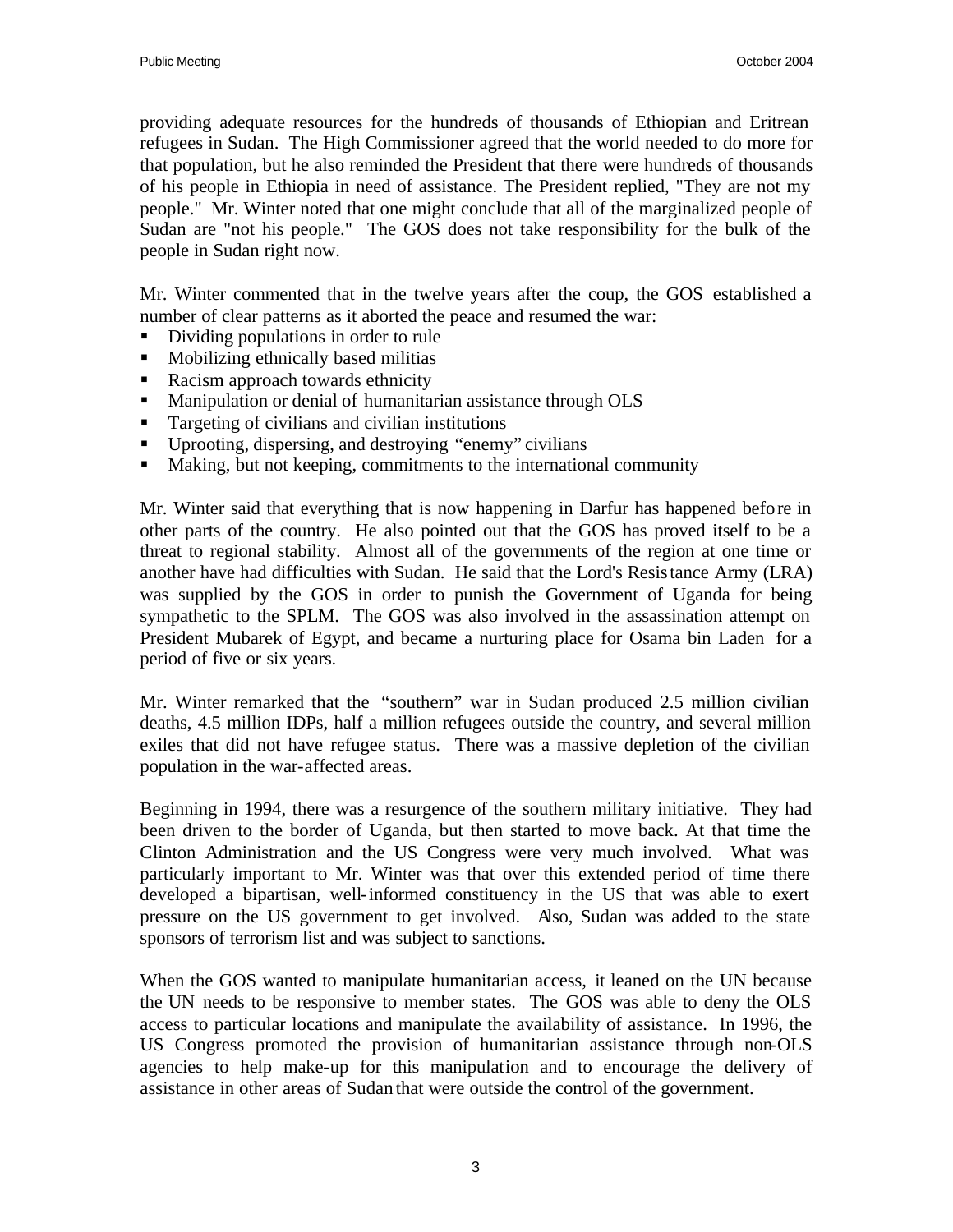providing adequate resources for the hundreds of thousands of Ethiopian and Eritrean refugees in Sudan. The High Commissioner agreed that the world needed to do more for that population, but he also reminded the President that there were hundreds of thousands of his people in Ethiopia in need of assistance. The President replied, "They are not my people." Mr. Winter noted that one might conclude that all of the marginalized people of Sudan are "not his people." The GOS does not take responsibility for the bulk of the people in Sudan right now.

Mr. Winter commented that in the twelve years after the coup, the GOS established a number of clear patterns as it aborted the peace and resumed the war:

- Dividing populations in order to rule
- Mobilizing ethnically based militias
- Racism approach towards ethnicity
- Manipulation or denial of humanitarian assistance through OLS
- Targeting of civilians and civilian institutions
- Uprooting, dispersing, and destroying "enemy" civilians
- Making, but not keeping, commitments to the international community

Mr. Winter said that everything that is now happening in Darfur has happened before in other parts of the country. He also pointed out that the GOS has proved itself to be a threat to regional stability. Almost all of the governments of the region at one time or another have had difficulties with Sudan. He said that the Lord's Resistance Army (LRA) was supplied by the GOS in order to punish the Government of Uganda for being sympathetic to the SPLM. The GOS was also involved in the assassination attempt on President Mubarek of Egypt, and became a nurturing place for Osama bin Laden for a period of five or six years.

Mr. Winter remarked that the "southern" war in Sudan produced 2.5 million civilian deaths, 4.5 million IDPs, half a million refugees outside the country, and several million exiles that did not have refugee status. There was a massive depletion of the civilian population in the war-affected areas.

Beginning in 1994, there was a resurgence of the southern military initiative. They had been driven to the border of Uganda, but then started to move back. At that time the Clinton Administration and the US Congress were very much involved. What was particularly important to Mr. Winter was that over this extended period of time there developed a bipartisan, well-informed constituency in the US that was able to exert pressure on the US government to get involved. Also, Sudan was added to the state sponsors of terrorism list and was subject to sanctions.

When the GOS wanted to manipulate humanitarian access, it leaned on the UN because the UN needs to be responsive to member states. The GOS was able to deny the OLS access to particular locations and manipulate the availability of assistance. In 1996, the US Congress promoted the provision of humanitarian assistance through non-OLS agencies to help make-up for this manipulation and to encourage the delivery of assistance in other areas of Sudan that were outside the control of the government.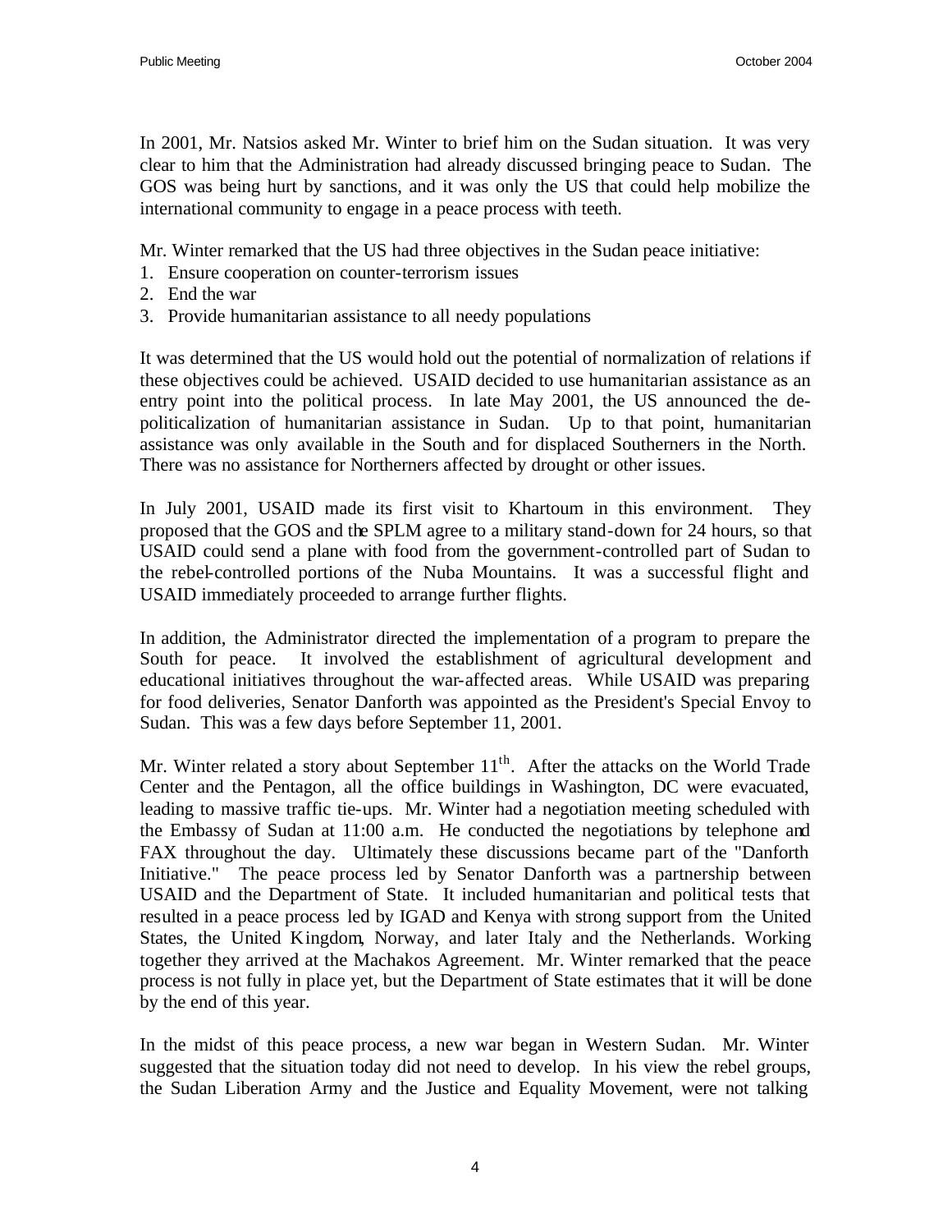In 2001, Mr. Natsios asked Mr. Winter to brief him on the Sudan situation. It was very clear to him that the Administration had already discussed bringing peace to Sudan. The GOS was being hurt by sanctions, and it was only the US that could help mobilize the international community to engage in a peace process with teeth.

Mr. Winter remarked that the US had three objectives in the Sudan peace initiative:

1. Ensure cooperation on counter-terrorism issues
2. End the war
3. Provide humanitarian assistance to all needy populations

It was determined that the US would hold out the potential of normalization of relations if these objectives could be achieved. USAID decided to use humanitarian assistance as an entry point into the political process. In late May 2001, the US announced the de-politicalization of humanitarian assistance in Sudan. Up to that point, humanitarian assistance was only available in the South and for displaced Southerners in the North. There was no assistance for Northerners affected by drought or other issues.

In July 2001, USAID made its first visit to Khartoum in this environment. They proposed that the GOS and the SPLM agree to a military stand-down for 24 hours, so that USAID could send a plane with food from the government-controlled part of Sudan to the rebel-controlled portions of the Nuba Mountains. It was a successful flight and USAID immediately proceeded to arrange further flights.

In addition, the Administrator directed the implementation of a program to prepare the South for peace. It involved the establishment of agricultural development and educational initiatives throughout the war-affected areas. While USAID was preparing for food deliveries, Senator Danforth was appointed as the President's Special Envoy to Sudan. This was a few days before September 11, 2001.

Mr. Winter related a story about September 11th. After the attacks on the World Trade Center and the Pentagon, all the office buildings in Washington, DC were evacuated, leading to massive traffic tie-ups. Mr. Winter had a negotiation meeting scheduled with the Embassy of Sudan at 11:00 a.m. He conducted the negotiations by telephone and FAX throughout the day. Ultimately these discussions became part of the "Danforth Initiative." The peace process led by Senator Danforth was a partnership between USAID and the Department of State. It included humanitarian and political tests that resulted in a peace process led by IGAD and Kenya with strong support from the United States, the United Kingdom, Norway, and later Italy and the Netherlands. Working together they arrived at the Machakos Agreement. Mr. Winter remarked that the peace process is not fully in place yet, but the Department of State estimates that it will be done by the end of this year.

In the midst of this peace process, a new war began in Western Sudan. Mr. Winter suggested that the situation today did not need to develop. In his view the rebel groups, the Sudan Liberation Army and the Justice and Equality Movement, were not talking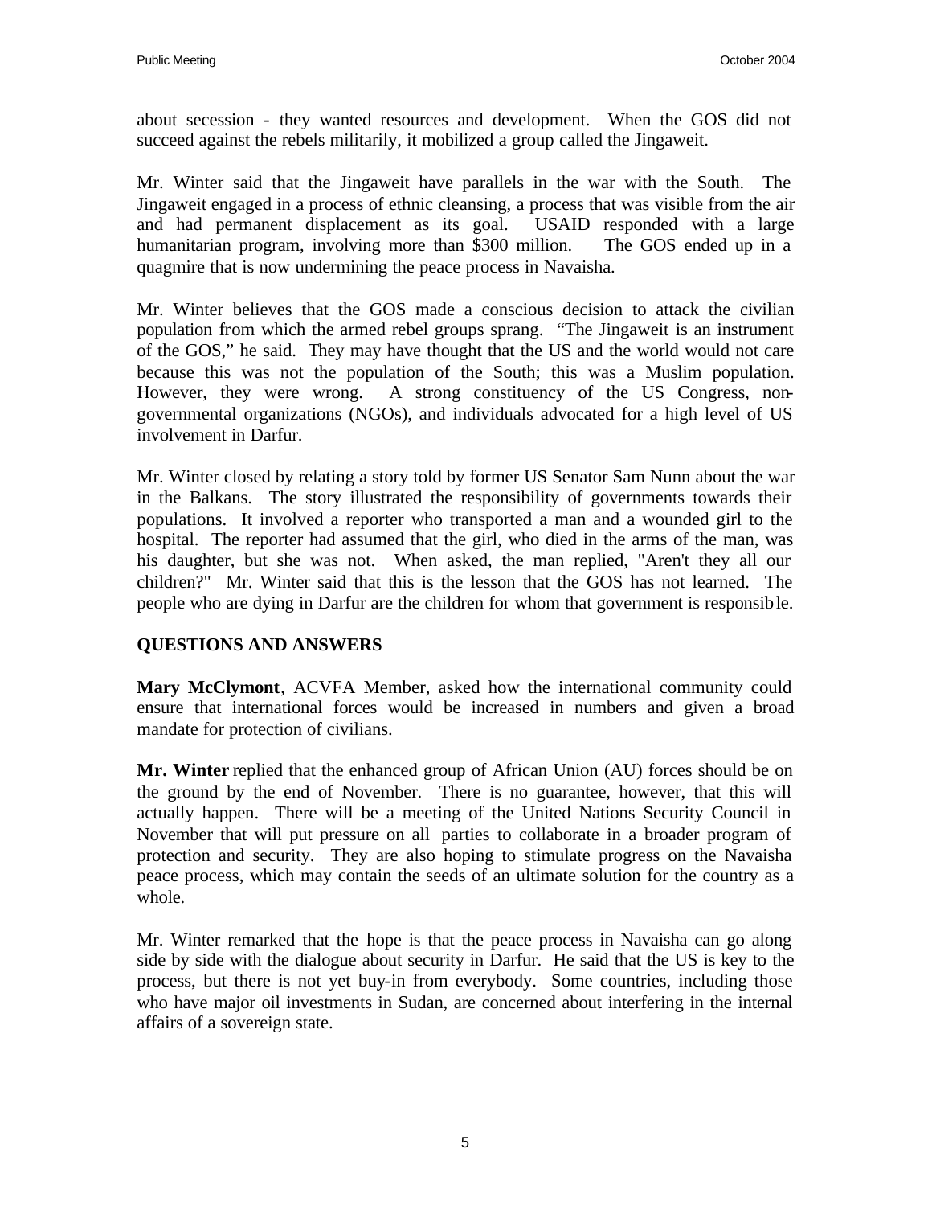about secession - they wanted resources and development. When the GOS did not succeed against the rebels militarily, it mobilized a group called the Jingaweit.

Mr. Winter said that the Jingaweit have parallels in the war with the South. The Jingaweit engaged in a process of ethnic cleansing, a process that was visible from the air and had permanent displacement as its goal. USAID responded with a large humanitarian program, involving more than $300 million. The GOS ended up in a quagmire that is now undermining the peace process in Navaisha.

Mr. Winter believes that the GOS made a conscious decision to attack the civilian population from which the armed rebel groups sprang. "The Jingaweit is an instrument of the GOS," he said. They may have thought that the US and the world would not care because this was not the population of the South; this was a Muslim population. However, they were wrong. A strong constituency of the US Congress, non-governmental organizations (NGOs), and individuals advocated for a high level of US involvement in Darfur.

Mr. Winter closed by relating a story told by former US Senator Sam Nunn about the war in the Balkans. The story illustrated the responsibility of governments towards their populations. It involved a reporter who transported a man and a wounded girl to the hospital. The reporter had assumed that the girl, who died in the arms of the man, was his daughter, but she was not. When asked, the man replied, "Aren't they all our children?" Mr. Winter said that this is the lesson that the GOS has not learned. The people who are dying in Darfur are the children for whom that government is responsible.

## QUESTIONS AND ANSWERS

**Mary McClymont**, ACVFA Member, asked how the international community could ensure that international forces would be increased in numbers and given a broad mandate for protection of civilians.

**Mr. Winter** replied that the enhanced group of African Union (AU) forces should be on the ground by the end of November. There is no guarantee, however, that this will actually happen. There will be a meeting of the United Nations Security Council in November that will put pressure on all parties to collaborate in a broader program of protection and security. They are also hoping to stimulate progress on the Navaisha peace process, which may contain the seeds of an ultimate solution for the country as a whole.

Mr. Winter remarked that the hope is that the peace process in Navaisha can go along side by side with the dialogue about security in Darfur. He said that the US is key to the process, but there is not yet buy-in from everybody. Some countries, including those who have major oil investments in Sudan, are concerned about interfering in the internal affairs of a sovereign state.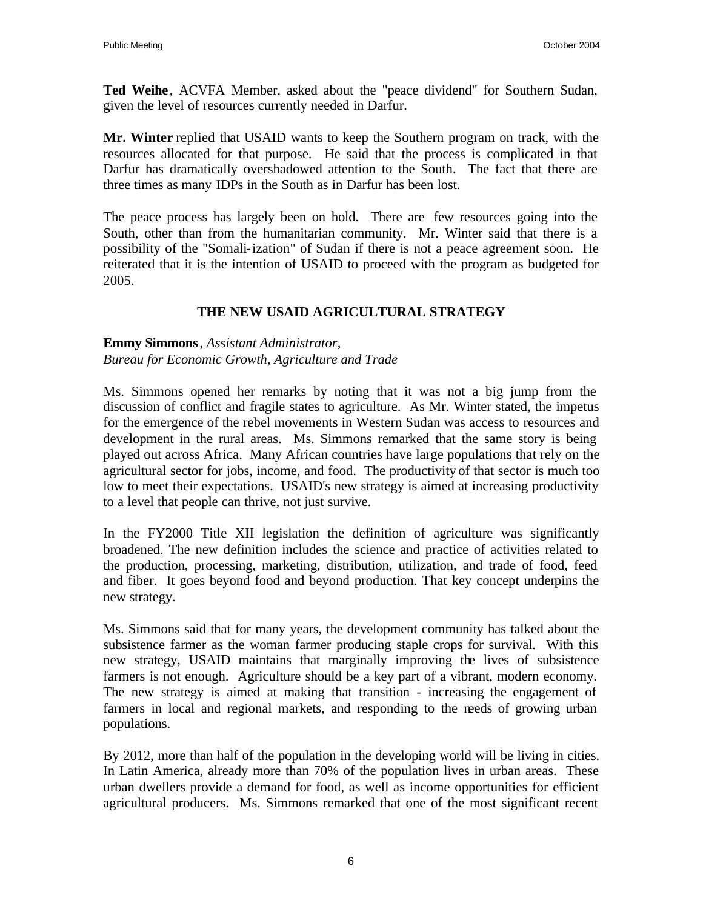**Ted Weihe**, ACVFA Member, asked about the "peace dividend" for Southern Sudan, given the level of resources currently needed in Darfur.

**Mr. Winter** replied that USAID wants to keep the Southern program on track, with the resources allocated for that purpose. He said that the process is complicated in that Darfur has dramatically overshadowed attention to the South. The fact that there are three times as many IDPs in the South as in Darfur has been lost.

The peace process has largely been on hold. There are few resources going into the South, other than from the humanitarian community. Mr. Winter said that there is a possibility of the "Somali-ization" of Sudan if there is not a peace agreement soon. He reiterated that it is the intention of USAID to proceed with the program as budgeted for 2005.

## THE NEW USAID AGRICULTURAL STRATEGY

**Emmy Simmons**, *Assistant Administrator,*
*Bureau for Economic Growth, Agriculture and Trade*

Ms. Simmons opened her remarks by noting that it was not a big jump from the discussion of conflict and fragile states to agriculture. As Mr. Winter stated, the impetus for the emergence of the rebel movements in Western Sudan was access to resources and development in the rural areas. Ms. Simmons remarked that the same story is being played out across Africa. Many African countries have large populations that rely on the agricultural sector for jobs, income, and food. The productivity of that sector is much too low to meet their expectations. USAID's new strategy is aimed at increasing productivity to a level that people can thrive, not just survive.

In the FY2000 Title XII legislation the definition of agriculture was significantly broadened. The new definition includes the science and practice of activities related to the production, processing, marketing, distribution, utilization, and trade of food, feed and fiber. It goes beyond food and beyond production. That key concept underpins the new strategy.

Ms. Simmons said that for many years, the development community has talked about the subsistence farmer as the woman farmer producing staple crops for survival. With this new strategy, USAID maintains that marginally improving the lives of subsistence farmers is not enough. Agriculture should be a key part of a vibrant, modern economy. The new strategy is aimed at making that transition - increasing the engagement of farmers in local and regional markets, and responding to the needs of growing urban populations.

By 2012, more than half of the population in the developing world will be living in cities. In Latin America, already more than 70% of the population lives in urban areas. These urban dwellers provide a demand for food, as well as income opportunities for efficient agricultural producers. Ms. Simmons remarked that one of the most significant recent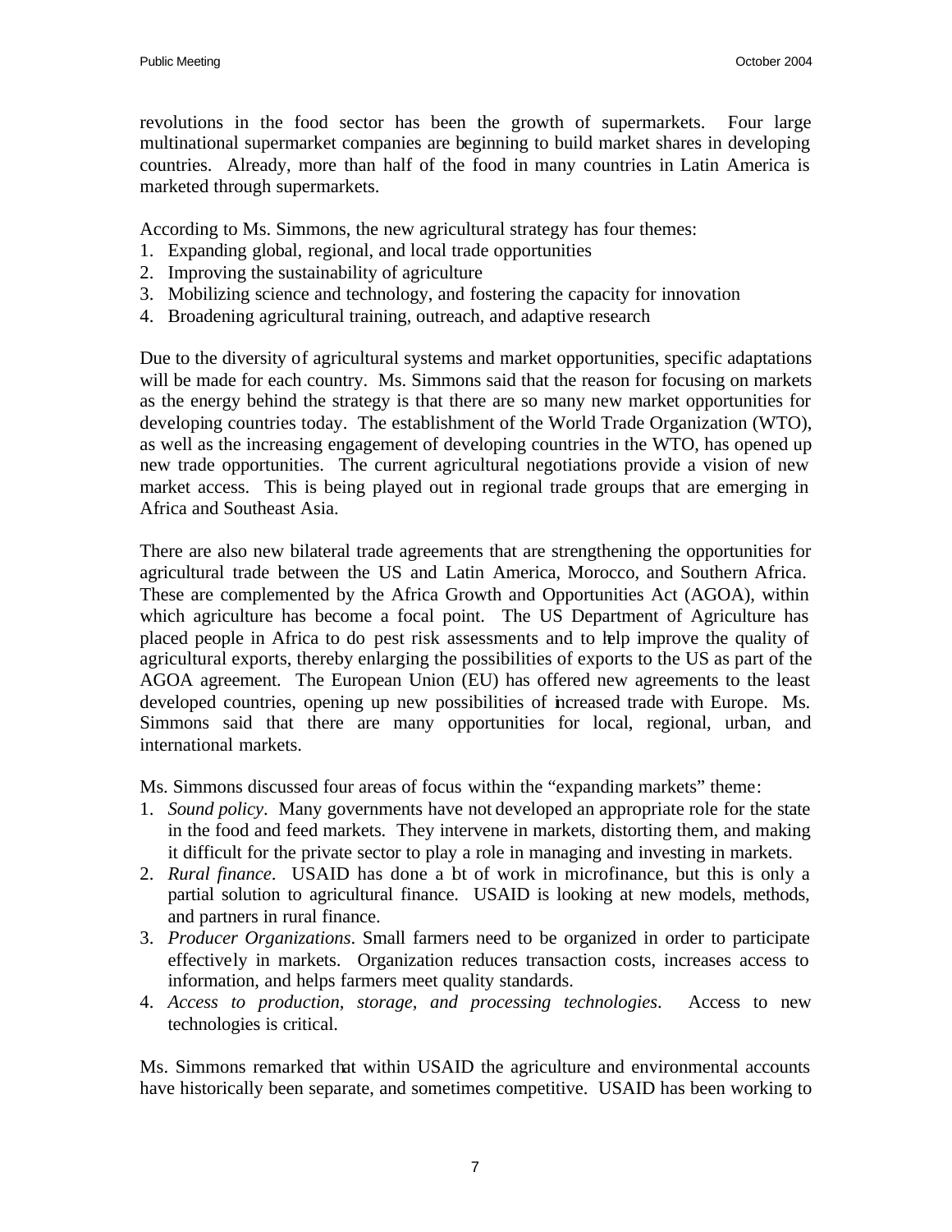revolutions in the food sector has been the growth of supermarkets. Four large multinational supermarket companies are beginning to build market shares in developing countries. Already, more than half of the food in many countries in Latin America is marketed through supermarkets.

According to Ms. Simmons, the new agricultural strategy has four themes:

1. Expanding global, regional, and local trade opportunities
2. Improving the sustainability of agriculture
3. Mobilizing science and technology, and fostering the capacity for innovation
4. Broadening agricultural training, outreach, and adaptive research

Due to the diversity of agricultural systems and market opportunities, specific adaptations will be made for each country. Ms. Simmons said that the reason for focusing on markets as the energy behind the strategy is that there are so many new market opportunities for developing countries today. The establishment of the World Trade Organization (WTO), as well as the increasing engagement of developing countries in the WTO, has opened up new trade opportunities. The current agricultural negotiations provide a vision of new market access. This is being played out in regional trade groups that are emerging in Africa and Southeast Asia.

There are also new bilateral trade agreements that are strengthening the opportunities for agricultural trade between the US and Latin America, Morocco, and Southern Africa. These are complemented by the Africa Growth and Opportunities Act (AGOA), within which agriculture has become a focal point. The US Department of Agriculture has placed people in Africa to do pest risk assessments and to help improve the quality of agricultural exports, thereby enlarging the possibilities of exports to the US as part of the AGOA agreement. The European Union (EU) has offered new agreements to the least developed countries, opening up new possibilities of increased trade with Europe. Ms. Simmons said that there are many opportunities for local, regional, urban, and international markets.

Ms. Simmons discussed four areas of focus within the "expanding markets" theme:

1. *Sound policy*. Many governments have not developed an appropriate role for the state in the food and feed markets. They intervene in markets, distorting them, and making it difficult for the private sector to play a role in managing and investing in markets.
2. *Rural finance*. USAID has done a lot of work in microfinance, but this is only a partial solution to agricultural finance. USAID is looking at new models, methods, and partners in rural finance.
3. *Producer Organizations*. Small farmers need to be organized in order to participate effectively in markets. Organization reduces transaction costs, increases access to information, and helps farmers meet quality standards.
4. *Access to production, storage, and processing technologies*. Access to new technologies is critical.

Ms. Simmons remarked that within USAID the agriculture and environmental accounts have historically been separate, and sometimes competitive. USAID has been working to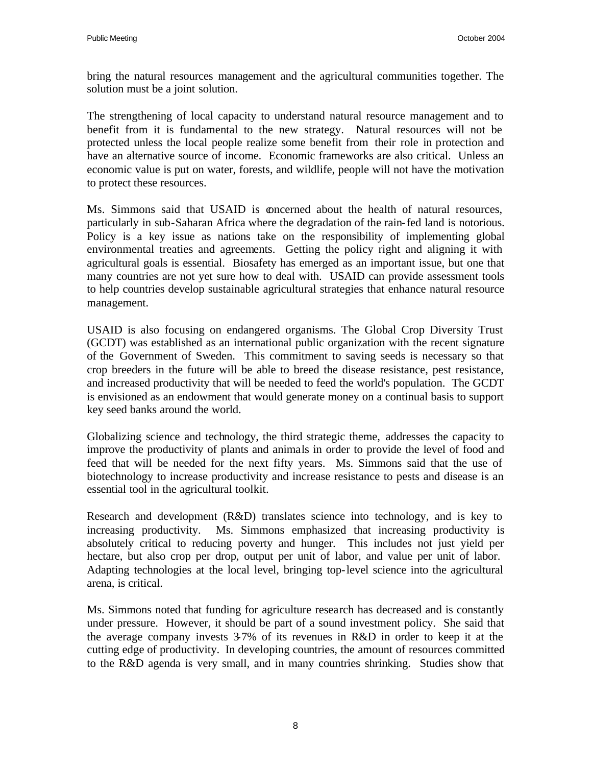bring the natural resources management and the agricultural communities together. The solution must be a joint solution.

The strengthening of local capacity to understand natural resource management and to benefit from it is fundamental to the new strategy. Natural resources will not be protected unless the local people realize some benefit from their role in protection and have an alternative source of income. Economic frameworks are also critical. Unless an economic value is put on water, forests, and wildlife, people will not have the motivation to protect these resources.

Ms. Simmons said that USAID is concerned about the health of natural resources, particularly in sub-Saharan Africa where the degradation of the rain-fed land is notorious. Policy is a key issue as nations take on the responsibility of implementing global environmental treaties and agreements. Getting the policy right and aligning it with agricultural goals is essential. Biosafety has emerged as an important issue, but one that many countries are not yet sure how to deal with. USAID can provide assessment tools to help countries develop sustainable agricultural strategies that enhance natural resource management.

USAID is also focusing on endangered organisms. The Global Crop Diversity Trust (GCDT) was established as an international public organization with the recent signature of the Government of Sweden. This commitment to saving seeds is necessary so that crop breeders in the future will be able to breed the disease resistance, pest resistance, and increased productivity that will be needed to feed the world's population. The GCDT is envisioned as an endowment that would generate money on a continual basis to support key seed banks around the world.

Globalizing science and technology, the third strategic theme, addresses the capacity to improve the productivity of plants and animals in order to provide the level of food and feed that will be needed for the next fifty years. Ms. Simmons said that the use of biotechnology to increase productivity and increase resistance to pests and disease is an essential tool in the agricultural toolkit.

Research and development (R&D) translates science into technology, and is key to increasing productivity. Ms. Simmons emphasized that increasing productivity is absolutely critical to reducing poverty and hunger. This includes not just yield per hectare, but also crop per drop, output per unit of labor, and value per unit of labor. Adapting technologies at the local level, bringing top-level science into the agricultural arena, is critical.

Ms. Simmons noted that funding for agriculture research has decreased and is constantly under pressure. However, it should be part of a sound investment policy. She said that the average company invests 3-7% of its revenues in R&D in order to keep it at the cutting edge of productivity. In developing countries, the amount of resources committed to the R&D agenda is very small, and in many countries shrinking. Studies show that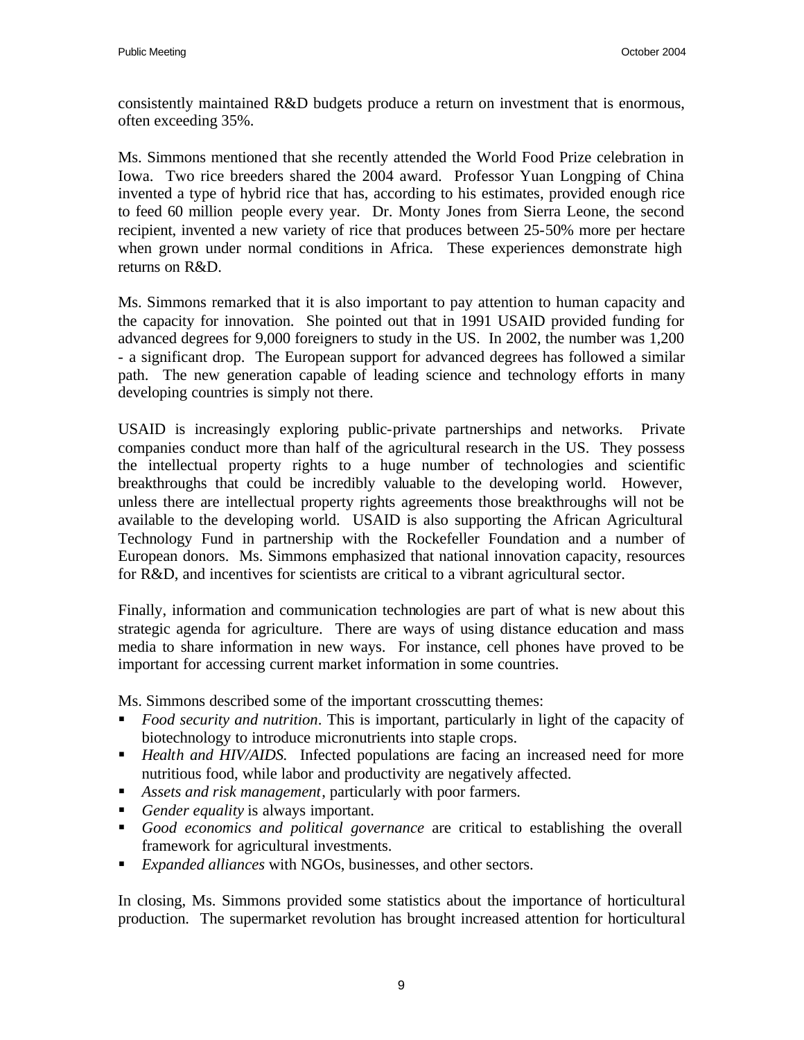consistently maintained R&D budgets produce a return on investment that is enormous, often exceeding 35%.

Ms. Simmons mentioned that she recently attended the World Food Prize celebration in Iowa. Two rice breeders shared the 2004 award. Professor Yuan Longping of China invented a type of hybrid rice that has, according to his estimates, provided enough rice to feed 60 million people every year. Dr. Monty Jones from Sierra Leone, the second recipient, invented a new variety of rice that produces between 25-50% more per hectare when grown under normal conditions in Africa. These experiences demonstrate high returns on R&D.

Ms. Simmons remarked that it is also important to pay attention to human capacity and the capacity for innovation. She pointed out that in 1991 USAID provided funding for advanced degrees for 9,000 foreigners to study in the US. In 2002, the number was 1,200 - a significant drop. The European support for advanced degrees has followed a similar path. The new generation capable of leading science and technology efforts in many developing countries is simply not there.

USAID is increasingly exploring public-private partnerships and networks. Private companies conduct more than half of the agricultural research in the US. They possess the intellectual property rights to a huge number of technologies and scientific breakthroughs that could be incredibly valuable to the developing world. However, unless there are intellectual property rights agreements those breakthroughs will not be available to the developing world. USAID is also supporting the African Agricultural Technology Fund in partnership with the Rockefeller Foundation and a number of European donors. Ms. Simmons emphasized that national innovation capacity, resources for R&D, and incentives for scientists are critical to a vibrant agricultural sector.

Finally, information and communication technologies are part of what is new about this strategic agenda for agriculture. There are ways of using distance education and mass media to share information in new ways. For instance, cell phones have proved to be important for accessing current market information in some countries.

Ms. Simmons described some of the important crosscutting themes:

- *Food security and nutrition*. This is important, particularly in light of the capacity of biotechnology to introduce micronutrients into staple crops.
- *Health and HIV/AIDS.* Infected populations are facing an increased need for more nutritious food, while labor and productivity are negatively affected.
- *Assets and risk management*, particularly with poor farmers.
- *Gender equality* is always important.
- *Good economics and political governance* are critical to establishing the overall framework for agricultural investments.
- *Expanded alliances* with NGOs, businesses, and other sectors.

In closing, Ms. Simmons provided some statistics about the importance of horticultural production. The supermarket revolution has brought increased attention for horticultural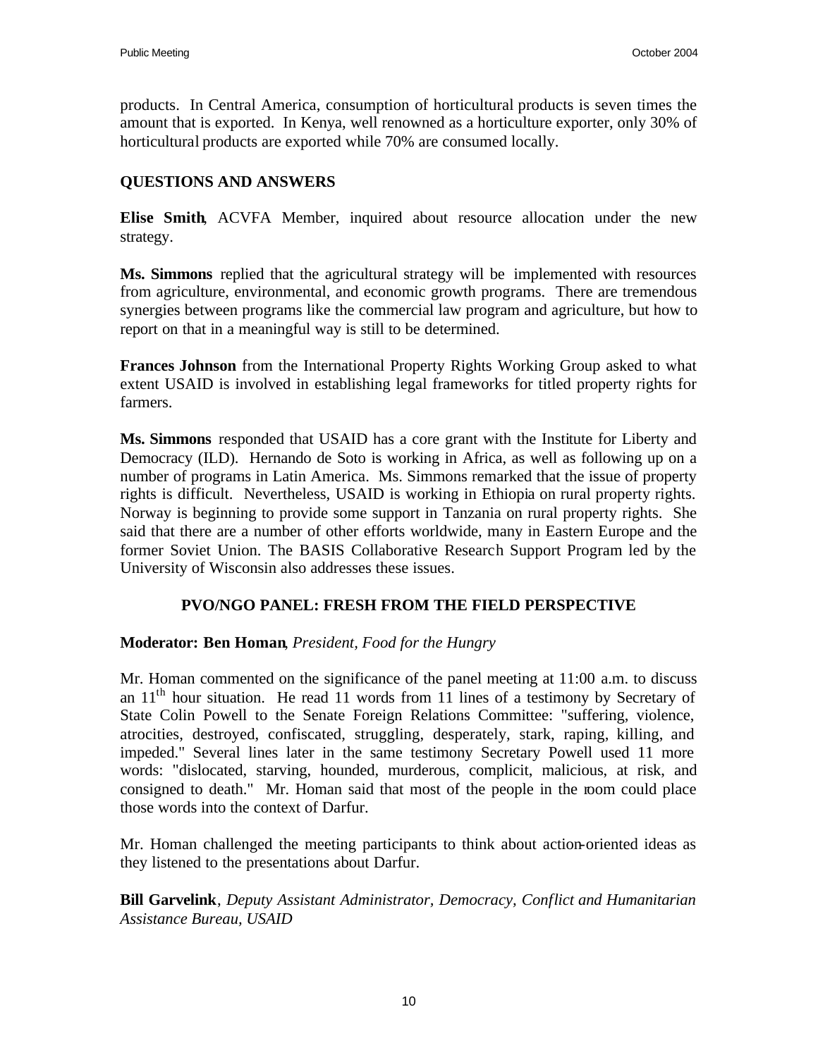products. In Central America, consumption of horticultural products is seven times the amount that is exported. In Kenya, well renowned as a horticulture exporter, only 30% of horticultural products are exported while 70% are consumed locally.

## QUESTIONS AND ANSWERS

**Elise Smith**, ACVFA Member, inquired about resource allocation under the new strategy.

**Ms. Simmons** replied that the agricultural strategy will be implemented with resources from agriculture, environmental, and economic growth programs. There are tremendous synergies between programs like the commercial law program and agriculture, but how to report on that in a meaningful way is still to be determined.

**Frances Johnson** from the International Property Rights Working Group asked to what extent USAID is involved in establishing legal frameworks for titled property rights for farmers.

**Ms. Simmons** responded that USAID has a core grant with the Institute for Liberty and Democracy (ILD). Hernando de Soto is working in Africa, as well as following up on a number of programs in Latin America. Ms. Simmons remarked that the issue of property rights is difficult. Nevertheless, USAID is working in Ethiopia on rural property rights. Norway is beginning to provide some support in Tanzania on rural property rights. She said that there are a number of other efforts worldwide, many in Eastern Europe and the former Soviet Union. The BASIS Collaborative Research Support Program led by the University of Wisconsin also addresses these issues.

## PVO/NGO PANEL: FRESH FROM THE FIELD PERSPECTIVE

**Moderator: Ben Homan**, *President, Food for the Hungry*

Mr. Homan commented on the significance of the panel meeting at 11:00 a.m. to discuss an 11th hour situation. He read 11 words from 11 lines of a testimony by Secretary of State Colin Powell to the Senate Foreign Relations Committee: "suffering, violence, atrocities, destroyed, confiscated, struggling, desperately, stark, raping, killing, and impeded." Several lines later in the same testimony Secretary Powell used 11 more words: "dislocated, starving, hounded, murderous, complicit, malicious, at risk, and consigned to death." Mr. Homan said that most of the people in the room could place those words into the context of Darfur.

Mr. Homan challenged the meeting participants to think about action-oriented ideas as they listened to the presentations about Darfur.

**Bill Garvelink**, *Deputy Assistant Administrator, Democracy, Conflict and Humanitarian Assistance Bureau, USAID*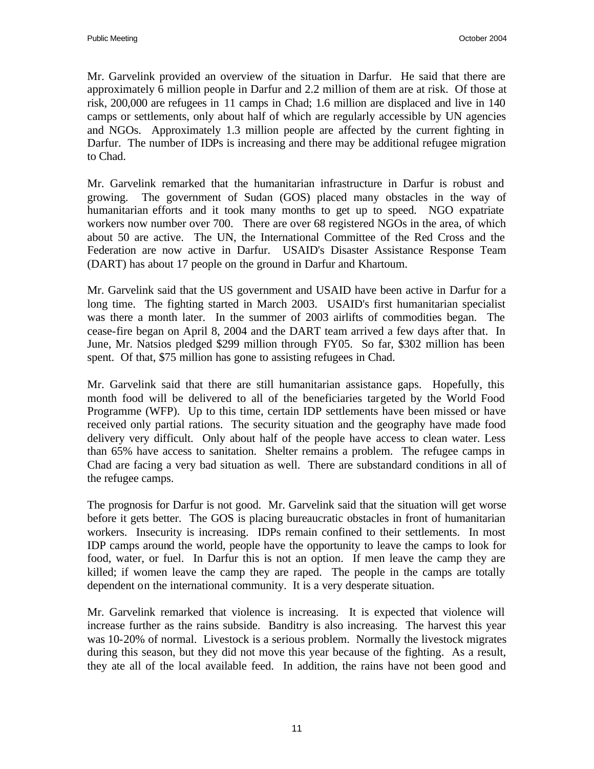Mr. Garvelink provided an overview of the situation in Darfur. He said that there are approximately 6 million people in Darfur and 2.2 million of them are at risk. Of those at risk, 200,000 are refugees in 11 camps in Chad; 1.6 million are displaced and live in 140 camps or settlements, only about half of which are regularly accessible by UN agencies and NGOs. Approximately 1.3 million people are affected by the current fighting in Darfur. The number of IDPs is increasing and there may be additional refugee migration to Chad.

Mr. Garvelink remarked that the humanitarian infrastructure in Darfur is robust and growing. The government of Sudan (GOS) placed many obstacles in the way of humanitarian efforts and it took many months to get up to speed. NGO expatriate workers now number over 700. There are over 68 registered NGOs in the area, of which about 50 are active. The UN, the International Committee of the Red Cross and the Federation are now active in Darfur. USAID's Disaster Assistance Response Team (DART) has about 17 people on the ground in Darfur and Khartoum.

Mr. Garvelink said that the US government and USAID have been active in Darfur for a long time. The fighting started in March 2003. USAID's first humanitarian specialist was there a month later. In the summer of 2003 airlifts of commodities began. The cease-fire began on April 8, 2004 and the DART team arrived a few days after that. In June, Mr. Natsios pledged $299 million through FY05. So far, $302 million has been spent. Of that, $75 million has gone to assisting refugees in Chad.

Mr. Garvelink said that there are still humanitarian assistance gaps. Hopefully, this month food will be delivered to all of the beneficiaries targeted by the World Food Programme (WFP). Up to this time, certain IDP settlements have been missed or have received only partial rations. The security situation and the geography have made food delivery very difficult. Only about half of the people have access to clean water. Less than 65% have access to sanitation. Shelter remains a problem. The refugee camps in Chad are facing a very bad situation as well. There are substandard conditions in all of the refugee camps.

The prognosis for Darfur is not good. Mr. Garvelink said that the situation will get worse before it gets better. The GOS is placing bureaucratic obstacles in front of humanitarian workers. Insecurity is increasing. IDPs remain confined to their settlements. In most IDP camps around the world, people have the opportunity to leave the camps to look for food, water, or fuel. In Darfur this is not an option. If men leave the camp they are killed; if women leave the camp they are raped. The people in the camps are totally dependent on the international community. It is a very desperate situation.

Mr. Garvelink remarked that violence is increasing. It is expected that violence will increase further as the rains subside. Banditry is also increasing. The harvest this year was 10-20% of normal. Livestock is a serious problem. Normally the livestock migrates during this season, but they did not move this year because of the fighting. As a result, they ate all of the local available feed. In addition, the rains have not been good and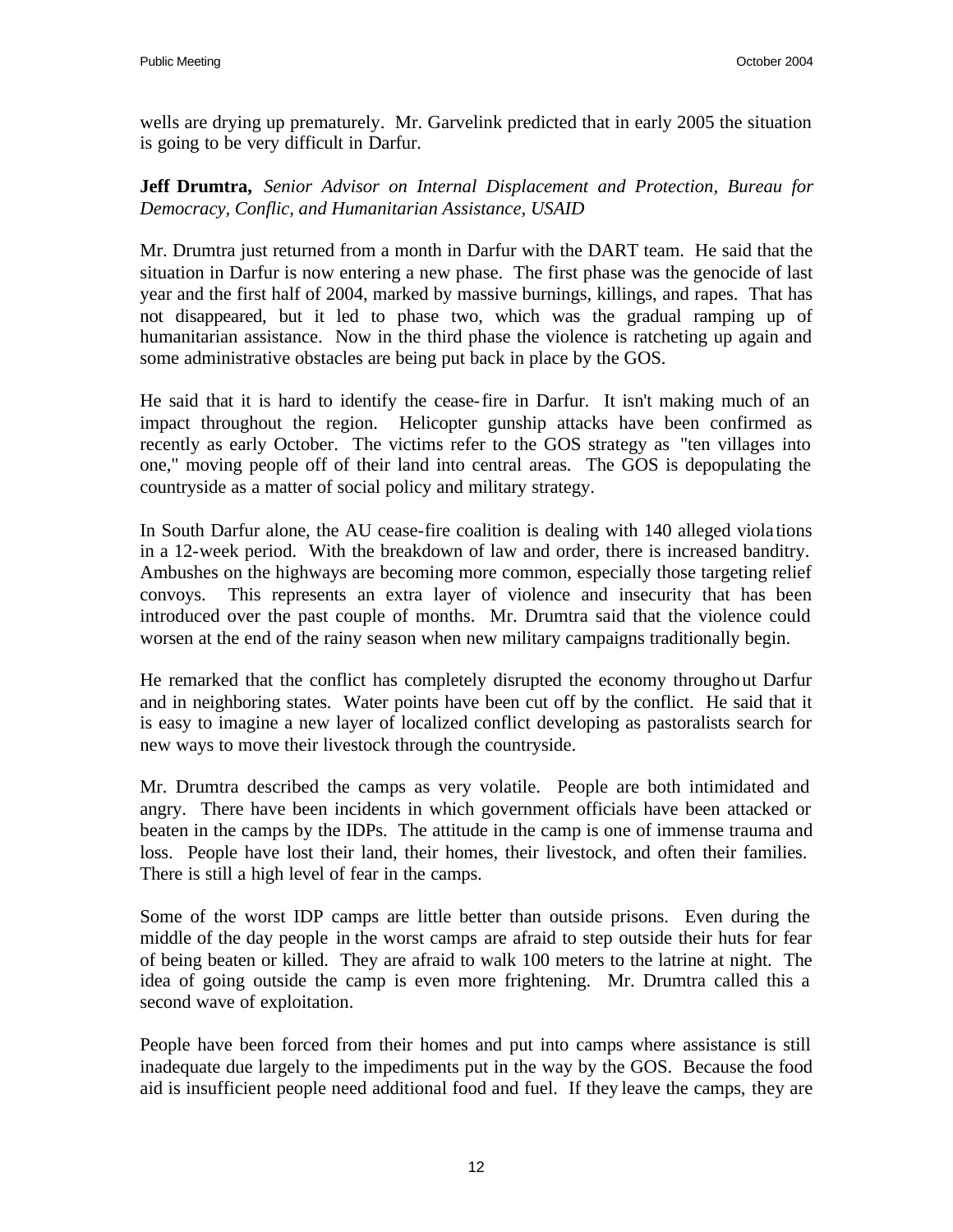wells are drying up prematurely. Mr. Garvelink predicted that in early 2005 the situation is going to be very difficult in Darfur.

**Jeff Drumtra,** *Senior Advisor on Internal Displacement and Protection, Bureau for Democracy, Conflic, and Humanitarian Assistance, USAID*

Mr. Drumtra just returned from a month in Darfur with the DART team. He said that the situation in Darfur is now entering a new phase. The first phase was the genocide of last year and the first half of 2004, marked by massive burnings, killings, and rapes. That has not disappeared, but it led to phase two, which was the gradual ramping up of humanitarian assistance. Now in the third phase the violence is ratcheting up again and some administrative obstacles are being put back in place by the GOS.

He said that it is hard to identify the cease-fire in Darfur. It isn't making much of an impact throughout the region. Helicopter gunship attacks have been confirmed as recently as early October. The victims refer to the GOS strategy as "ten villages into one," moving people off of their land into central areas. The GOS is depopulating the countryside as a matter of social policy and military strategy.

In South Darfur alone, the AU cease-fire coalition is dealing with 140 alleged violations in a 12-week period. With the breakdown of law and order, there is increased banditry. Ambushes on the highways are becoming more common, especially those targeting relief convoys. This represents an extra layer of violence and insecurity that has been introduced over the past couple of months. Mr. Drumtra said that the violence could worsen at the end of the rainy season when new military campaigns traditionally begin.

He remarked that the conflict has completely disrupted the economy throughout Darfur and in neighboring states. Water points have been cut off by the conflict. He said that it is easy to imagine a new layer of localized conflict developing as pastoralists search for new ways to move their livestock through the countryside.

Mr. Drumtra described the camps as very volatile. People are both intimidated and angry. There have been incidents in which government officials have been attacked or beaten in the camps by the IDPs. The attitude in the camp is one of immense trauma and loss. People have lost their land, their homes, their livestock, and often their families. There is still a high level of fear in the camps.

Some of the worst IDP camps are little better than outside prisons. Even during the middle of the day people in the worst camps are afraid to step outside their huts for fear of being beaten or killed. They are afraid to walk 100 meters to the latrine at night. The idea of going outside the camp is even more frightening. Mr. Drumtra called this a second wave of exploitation.

People have been forced from their homes and put into camps where assistance is still inadequate due largely to the impediments put in the way by the GOS. Because the food aid is insufficient people need additional food and fuel. If they leave the camps, they are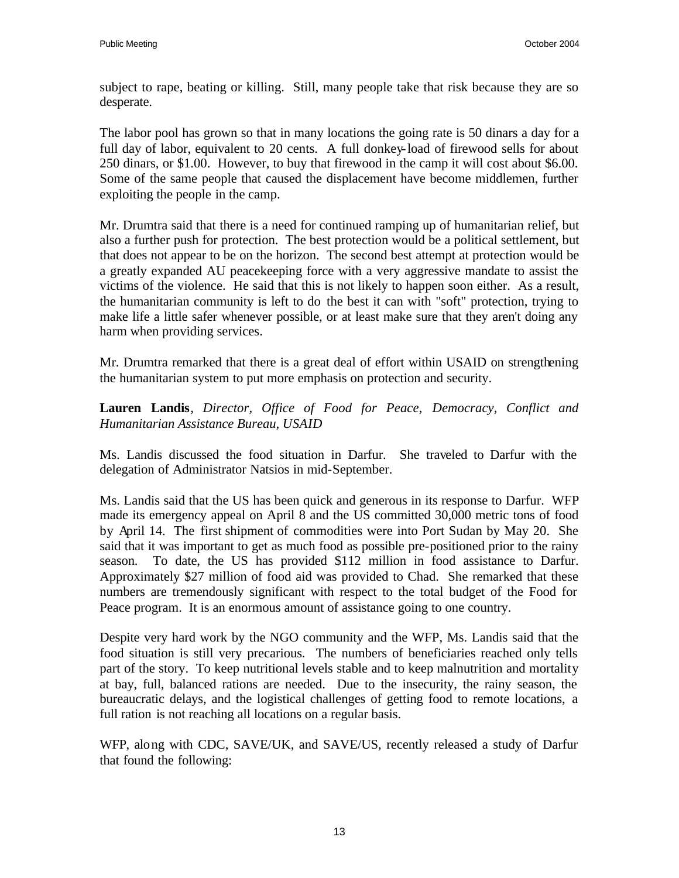subject to rape, beating or killing. Still, many people take that risk because they are so desperate.

The labor pool has grown so that in many locations the going rate is 50 dinars a day for a full day of labor, equivalent to 20 cents. A full donkey-load of firewood sells for about 250 dinars, or $1.00. However, to buy that firewood in the camp it will cost about $6.00. Some of the same people that caused the displacement have become middlemen, further exploiting the people in the camp.

Mr. Drumtra said that there is a need for continued ramping up of humanitarian relief, but also a further push for protection. The best protection would be a political settlement, but that does not appear to be on the horizon. The second best attempt at protection would be a greatly expanded AU peacekeeping force with a very aggressive mandate to assist the victims of the violence. He said that this is not likely to happen soon either. As a result, the humanitarian community is left to do the best it can with "soft" protection, trying to make life a little safer whenever possible, or at least make sure that they aren't doing any harm when providing services.

Mr. Drumtra remarked that there is a great deal of effort within USAID on strengthening the humanitarian system to put more emphasis on protection and security.

**Lauren Landis**, *Director, Office of Food for Peace, Democracy, Conflict and Humanitarian Assistance Bureau, USAID*

Ms. Landis discussed the food situation in Darfur. She traveled to Darfur with the delegation of Administrator Natsios in mid-September.

Ms. Landis said that the US has been quick and generous in its response to Darfur. WFP made its emergency appeal on April 8 and the US committed 30,000 metric tons of food by April 14. The first shipment of commodities were into Port Sudan by May 20. She said that it was important to get as much food as possible pre-positioned prior to the rainy season. To date, the US has provided $112 million in food assistance to Darfur. Approximately $27 million of food aid was provided to Chad. She remarked that these numbers are tremendously significant with respect to the total budget of the Food for Peace program. It is an enormous amount of assistance going to one country.

Despite very hard work by the NGO community and the WFP, Ms. Landis said that the food situation is still very precarious. The numbers of beneficiaries reached only tells part of the story. To keep nutritional levels stable and to keep malnutrition and mortality at bay, full, balanced rations are needed. Due to the insecurity, the rainy season, the bureaucratic delays, and the logistical challenges of getting food to remote locations, a full ration is not reaching all locations on a regular basis.

WFP, along with CDC, SAVE/UK, and SAVE/US, recently released a study of Darfur that found the following: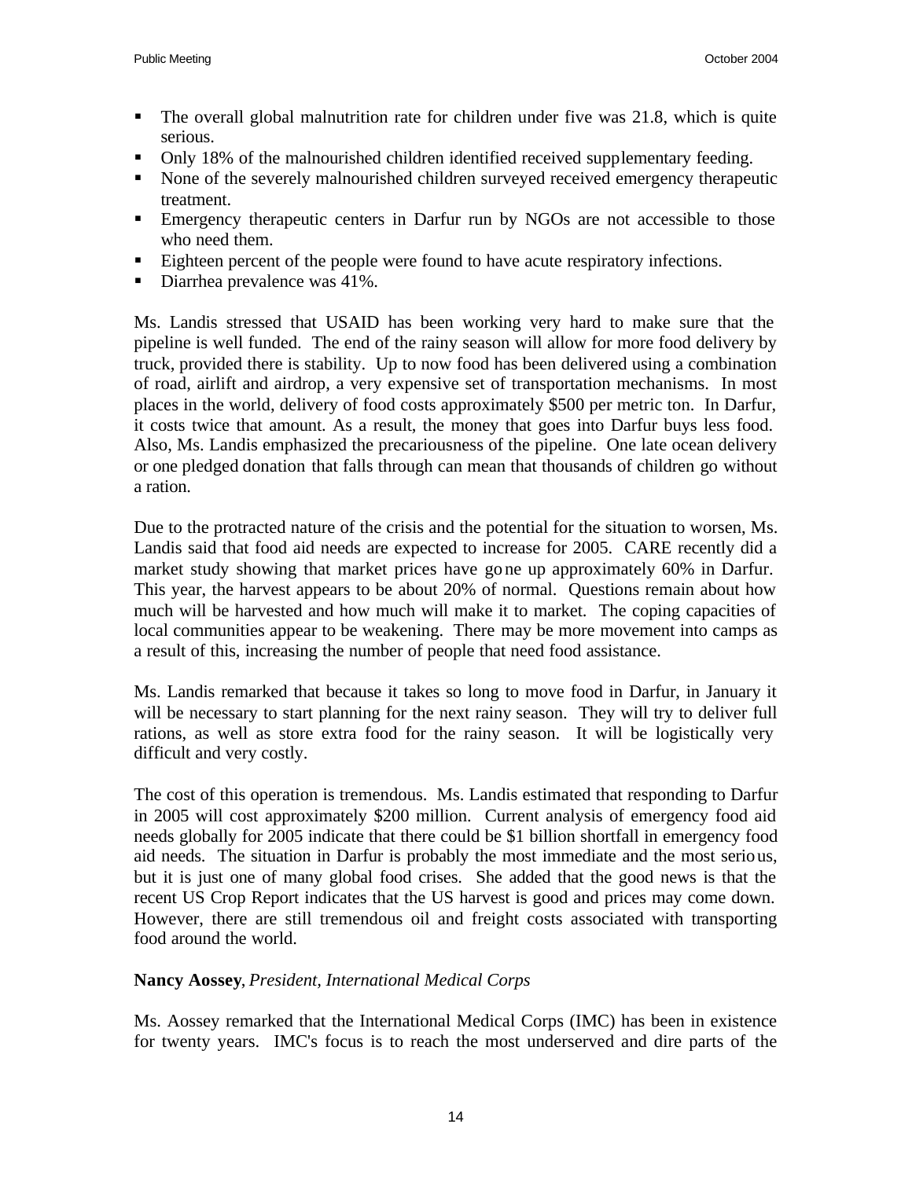- The overall global malnutrition rate for children under five was 21.8, which is quite serious.
- Only 18% of the malnourished children identified received supplementary feeding.
- None of the severely malnourished children surveyed received emergency therapeutic treatment.
- Emergency therapeutic centers in Darfur run by NGOs are not accessible to those who need them.
- Eighteen percent of the people were found to have acute respiratory infections.
- Diarrhea prevalence was 41%.

Ms. Landis stressed that USAID has been working very hard to make sure that the pipeline is well funded. The end of the rainy season will allow for more food delivery by truck, provided there is stability. Up to now food has been delivered using a combination of road, airlift and airdrop, a very expensive set of transportation mechanisms. In most places in the world, delivery of food costs approximately $500 per metric ton. In Darfur, it costs twice that amount. As a result, the money that goes into Darfur buys less food. Also, Ms. Landis emphasized the precariousness of the pipeline. One late ocean delivery or one pledged donation that falls through can mean that thousands of children go without a ration.

Due to the protracted nature of the crisis and the potential for the situation to worsen, Ms. Landis said that food aid needs are expected to increase for 2005. CARE recently did a market study showing that market prices have gone up approximately 60% in Darfur. This year, the harvest appears to be about 20% of normal. Questions remain about how much will be harvested and how much will make it to market. The coping capacities of local communities appear to be weakening. There may be more movement into camps as a result of this, increasing the number of people that need food assistance.

Ms. Landis remarked that because it takes so long to move food in Darfur, in January it will be necessary to start planning for the next rainy season. They will try to deliver full rations, as well as store extra food for the rainy season. It will be logistically very difficult and very costly.

The cost of this operation is tremendous. Ms. Landis estimated that responding to Darfur in 2005 will cost approximately $200 million. Current analysis of emergency food aid needs globally for 2005 indicate that there could be $1 billion shortfall in emergency food aid needs. The situation in Darfur is probably the most immediate and the most serious, but it is just one of many global food crises. She added that the good news is that the recent US Crop Report indicates that the US harvest is good and prices may come down. However, there are still tremendous oil and freight costs associated with transporting food around the world.

**Nancy Aossey**, *President, International Medical Corps*

Ms. Aossey remarked that the International Medical Corps (IMC) has been in existence for twenty years. IMC's focus is to reach the most underserved and dire parts of the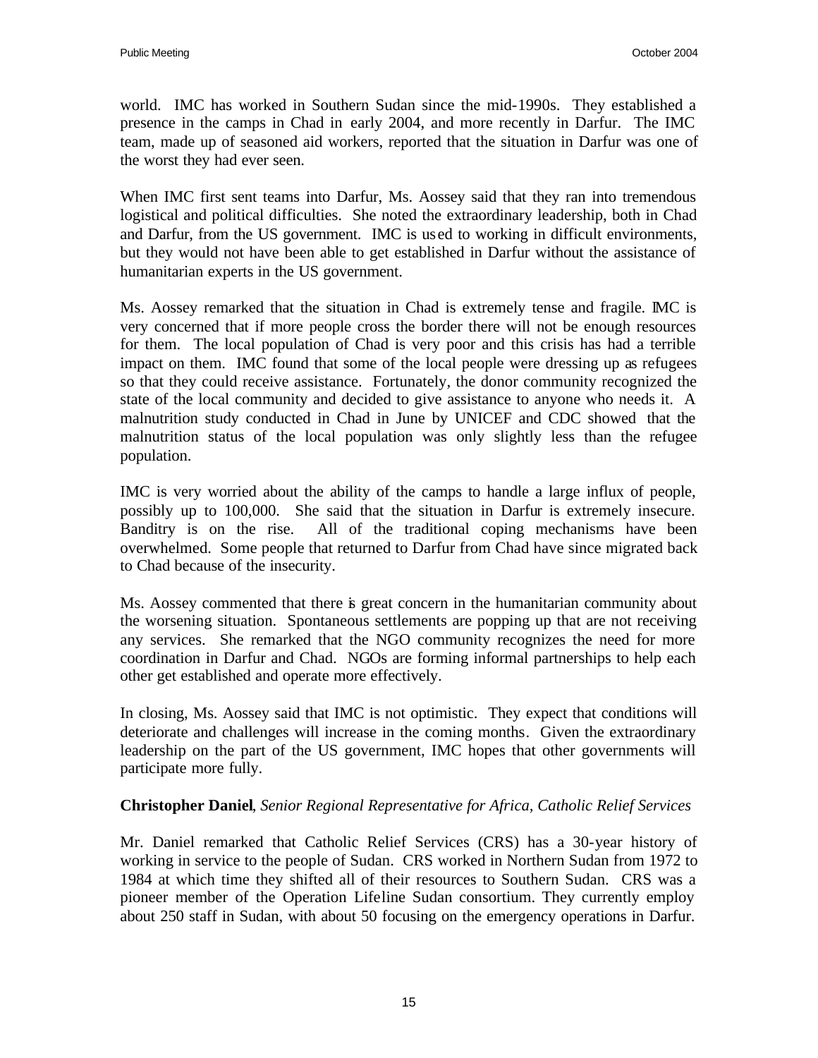world. IMC has worked in Southern Sudan since the mid-1990s. They established a presence in the camps in Chad in early 2004, and more recently in Darfur. The IMC team, made up of seasoned aid workers, reported that the situation in Darfur was one of the worst they had ever seen.

When IMC first sent teams into Darfur, Ms. Aossey said that they ran into tremendous logistical and political difficulties. She noted the extraordinary leadership, both in Chad and Darfur, from the US government. IMC is used to working in difficult environments, but they would not have been able to get established in Darfur without the assistance of humanitarian experts in the US government.

Ms. Aossey remarked that the situation in Chad is extremely tense and fragile. IMC is very concerned that if more people cross the border there will not be enough resources for them. The local population of Chad is very poor and this crisis has had a terrible impact on them. IMC found that some of the local people were dressing up as refugees so that they could receive assistance. Fortunately, the donor community recognized the state of the local community and decided to give assistance to anyone who needs it. A malnutrition study conducted in Chad in June by UNICEF and CDC showed that the malnutrition status of the local population was only slightly less than the refugee population.

IMC is very worried about the ability of the camps to handle a large influx of people, possibly up to 100,000. She said that the situation in Darfur is extremely insecure. Banditry is on the rise. All of the traditional coping mechanisms have been overwhelmed. Some people that returned to Darfur from Chad have since migrated back to Chad because of the insecurity.

Ms. Aossey commented that there is great concern in the humanitarian community about the worsening situation. Spontaneous settlements are popping up that are not receiving any services. She remarked that the NGO community recognizes the need for more coordination in Darfur and Chad. NGOs are forming informal partnerships to help each other get established and operate more effectively.

In closing, Ms. Aossey said that IMC is not optimistic. They expect that conditions will deteriorate and challenges will increase in the coming months. Given the extraordinary leadership on the part of the US government, IMC hopes that other governments will participate more fully.

**Christopher Daniel**, *Senior Regional Representative for Africa, Catholic Relief Services*

Mr. Daniel remarked that Catholic Relief Services (CRS) has a 30-year history of working in service to the people of Sudan. CRS worked in Northern Sudan from 1972 to 1984 at which time they shifted all of their resources to Southern Sudan. CRS was a pioneer member of the Operation Lifeline Sudan consortium. They currently employ about 250 staff in Sudan, with about 50 focusing on the emergency operations in Darfur.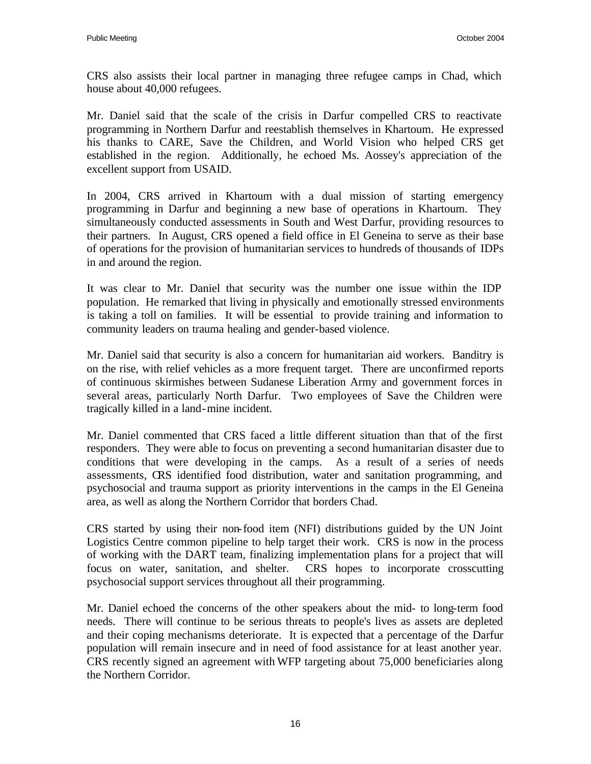CRS also assists their local partner in managing three refugee camps in Chad, which house about 40,000 refugees.

Mr. Daniel said that the scale of the crisis in Darfur compelled CRS to reactivate programming in Northern Darfur and reestablish themselves in Khartoum. He expressed his thanks to CARE, Save the Children, and World Vision who helped CRS get established in the region. Additionally, he echoed Ms. Aossey's appreciation of the excellent support from USAID.

In 2004, CRS arrived in Khartoum with a dual mission of starting emergency programming in Darfur and beginning a new base of operations in Khartoum. They simultaneously conducted assessments in South and West Darfur, providing resources to their partners. In August, CRS opened a field office in El Geneina to serve as their base of operations for the provision of humanitarian services to hundreds of thousands of IDPs in and around the region.

It was clear to Mr. Daniel that security was the number one issue within the IDP population. He remarked that living in physically and emotionally stressed environments is taking a toll on families. It will be essential to provide training and information to community leaders on trauma healing and gender-based violence.

Mr. Daniel said that security is also a concern for humanitarian aid workers. Banditry is on the rise, with relief vehicles as a more frequent target. There are unconfirmed reports of continuous skirmishes between Sudanese Liberation Army and government forces in several areas, particularly North Darfur. Two employees of Save the Children were tragically killed in a land-mine incident.

Mr. Daniel commented that CRS faced a little different situation than that of the first responders. They were able to focus on preventing a second humanitarian disaster due to conditions that were developing in the camps. As a result of a series of needs assessments, CRS identified food distribution, water and sanitation programming, and psychosocial and trauma support as priority interventions in the camps in the El Geneina area, as well as along the Northern Corridor that borders Chad.

CRS started by using their non-food item (NFI) distributions guided by the UN Joint Logistics Centre common pipeline to help target their work. CRS is now in the process of working with the DART team, finalizing implementation plans for a project that will focus on water, sanitation, and shelter. CRS hopes to incorporate crosscutting psychosocial support services throughout all their programming.

Mr. Daniel echoed the concerns of the other speakers about the mid- to long-term food needs. There will continue to be serious threats to people's lives as assets are depleted and their coping mechanisms deteriorate. It is expected that a percentage of the Darfur population will remain insecure and in need of food assistance for at least another year. CRS recently signed an agreement with WFP targeting about 75,000 beneficiaries along the Northern Corridor.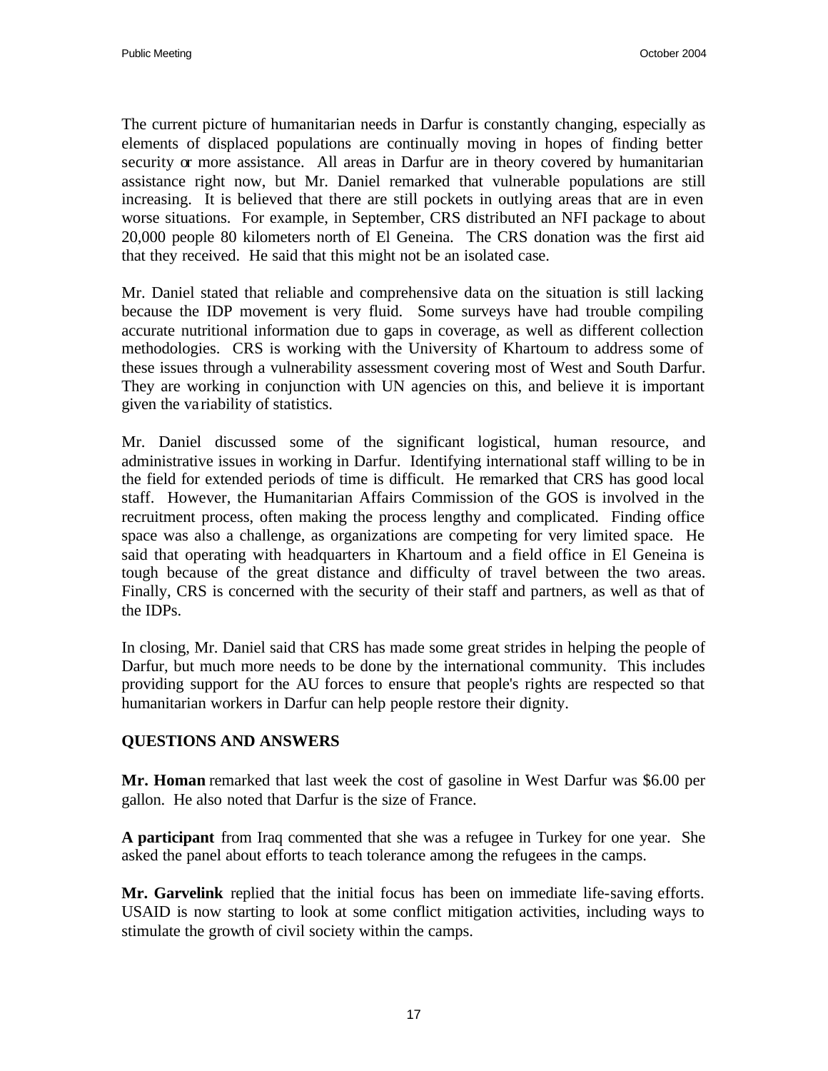The current picture of humanitarian needs in Darfur is constantly changing, especially as elements of displaced populations are continually moving in hopes of finding better security or more assistance. All areas in Darfur are in theory covered by humanitarian assistance right now, but Mr. Daniel remarked that vulnerable populations are still increasing. It is believed that there are still pockets in outlying areas that are in even worse situations. For example, in September, CRS distributed an NFI package to about 20,000 people 80 kilometers north of El Geneina. The CRS donation was the first aid that they received. He said that this might not be an isolated case.

Mr. Daniel stated that reliable and comprehensive data on the situation is still lacking because the IDP movement is very fluid. Some surveys have had trouble compiling accurate nutritional information due to gaps in coverage, as well as different collection methodologies. CRS is working with the University of Khartoum to address some of these issues through a vulnerability assessment covering most of West and South Darfur. They are working in conjunction with UN agencies on this, and believe it is important given the variability of statistics.

Mr. Daniel discussed some of the significant logistical, human resource, and administrative issues in working in Darfur. Identifying international staff willing to be in the field for extended periods of time is difficult. He remarked that CRS has good local staff. However, the Humanitarian Affairs Commission of the GOS is involved in the recruitment process, often making the process lengthy and complicated. Finding office space was also a challenge, as organizations are competing for very limited space. He said that operating with headquarters in Khartoum and a field office in El Geneina is tough because of the great distance and difficulty of travel between the two areas. Finally, CRS is concerned with the security of their staff and partners, as well as that of the IDPs.

In closing, Mr. Daniel said that CRS has made some great strides in helping the people of Darfur, but much more needs to be done by the international community. This includes providing support for the AU forces to ensure that people's rights are respected so that humanitarian workers in Darfur can help people restore their dignity.

## QUESTIONS AND ANSWERS

**Mr. Homan** remarked that last week the cost of gasoline in West Darfur was $6.00 per gallon. He also noted that Darfur is the size of France.

**A participant** from Iraq commented that she was a refugee in Turkey for one year. She asked the panel about efforts to teach tolerance among the refugees in the camps.

**Mr. Garvelink** replied that the initial focus has been on immediate life-saving efforts. USAID is now starting to look at some conflict mitigation activities, including ways to stimulate the growth of civil society within the camps.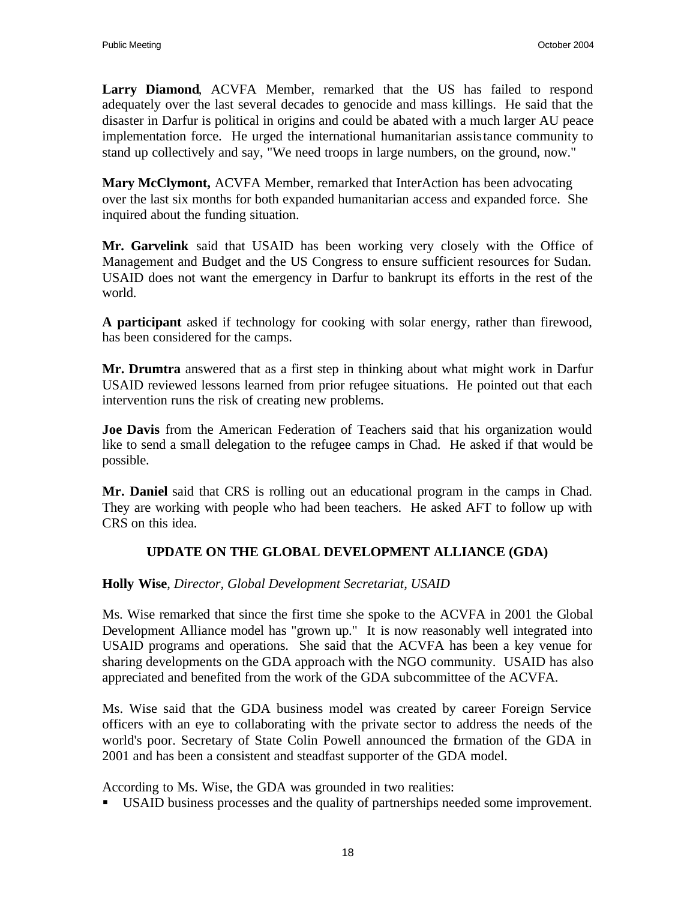**Larry Diamond**, ACVFA Member, remarked that the US has failed to respond adequately over the last several decades to genocide and mass killings. He said that the disaster in Darfur is political in origins and could be abated with a much larger AU peace implementation force. He urged the international humanitarian assistance community to stand up collectively and say, "We need troops in large numbers, on the ground, now."

**Mary McClymont,** ACVFA Member, remarked that InterAction has been advocating over the last six months for both expanded humanitarian access and expanded force. She inquired about the funding situation.

**Mr. Garvelink** said that USAID has been working very closely with the Office of Management and Budget and the US Congress to ensure sufficient resources for Sudan. USAID does not want the emergency in Darfur to bankrupt its efforts in the rest of the world.

**A participant** asked if technology for cooking with solar energy, rather than firewood, has been considered for the camps.

**Mr. Drumtra** answered that as a first step in thinking about what might work in Darfur USAID reviewed lessons learned from prior refugee situations. He pointed out that each intervention runs the risk of creating new problems.

**Joe Davis** from the American Federation of Teachers said that his organization would like to send a small delegation to the refugee camps in Chad. He asked if that would be possible.

**Mr. Daniel** said that CRS is rolling out an educational program in the camps in Chad. They are working with people who had been teachers. He asked AFT to follow up with CRS on this idea.

## UPDATE ON THE GLOBAL DEVELOPMENT ALLIANCE (GDA)

**Holly Wise**, *Director, Global Development Secretariat, USAID*

Ms. Wise remarked that since the first time she spoke to the ACVFA in 2001 the Global Development Alliance model has "grown up." It is now reasonably well integrated into USAID programs and operations. She said that the ACVFA has been a key venue for sharing developments on the GDA approach with the NGO community. USAID has also appreciated and benefited from the work of the GDA subcommittee of the ACVFA.

Ms. Wise said that the GDA business model was created by career Foreign Service officers with an eye to collaborating with the private sector to address the needs of the world's poor. Secretary of State Colin Powell announced the formation of the GDA in 2001 and has been a consistent and steadfast supporter of the GDA model.

According to Ms. Wise, the GDA was grounded in two realities:

- USAID business processes and the quality of partnerships needed some improvement.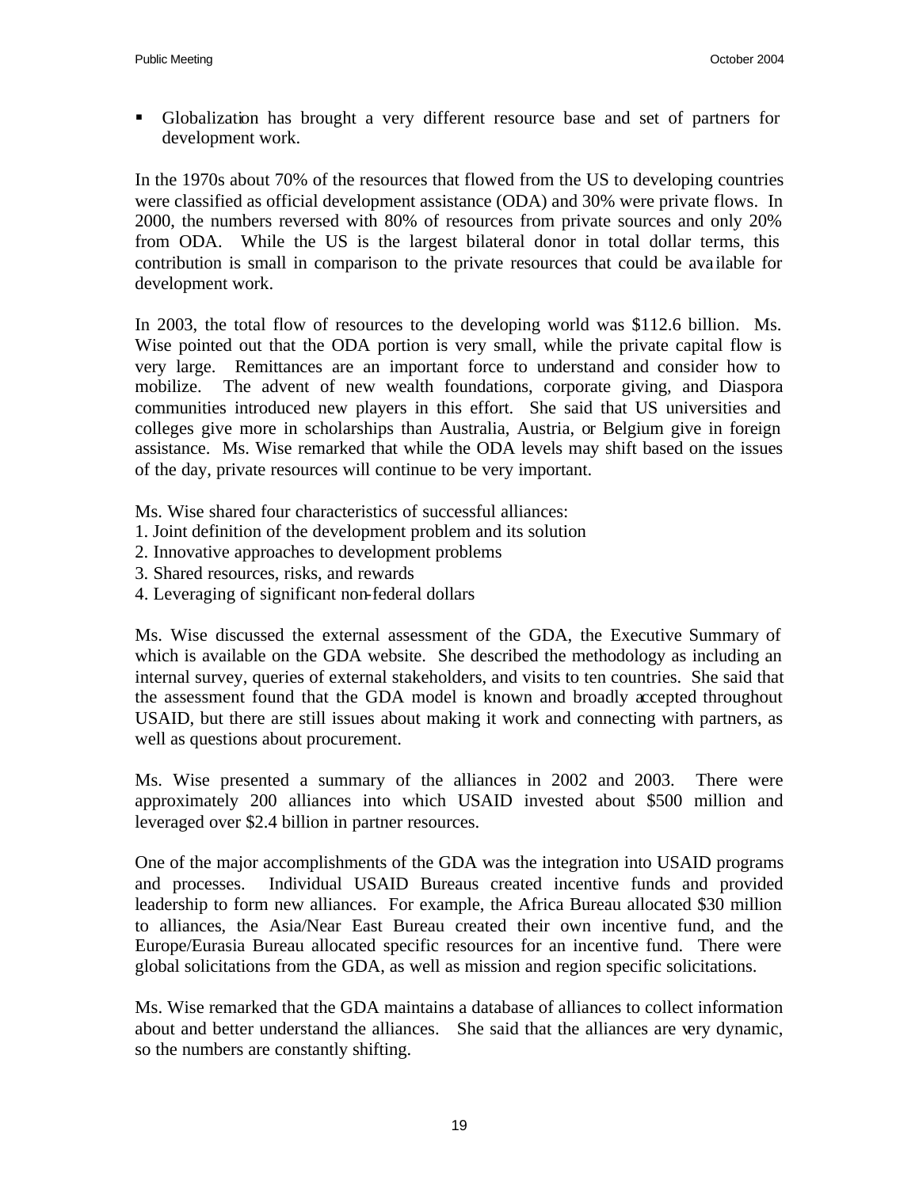- Globalization has brought a very different resource base and set of partners for development work.

In the 1970s about 70% of the resources that flowed from the US to developing countries were classified as official development assistance (ODA) and 30% were private flows. In 2000, the numbers reversed with 80% of resources from private sources and only 20% from ODA. While the US is the largest bilateral donor in total dollar terms, this contribution is small in comparison to the private resources that could be available for development work.

In 2003, the total flow of resources to the developing world was $112.6 billion. Ms. Wise pointed out that the ODA portion is very small, while the private capital flow is very large. Remittances are an important force to understand and consider how to mobilize. The advent of new wealth foundations, corporate giving, and Diaspora communities introduced new players in this effort. She said that US universities and colleges give more in scholarships than Australia, Austria, or Belgium give in foreign assistance. Ms. Wise remarked that while the ODA levels may shift based on the issues of the day, private resources will continue to be very important.

Ms. Wise shared four characteristics of successful alliances:
1. Joint definition of the development problem and its solution
2. Innovative approaches to development problems
3. Shared resources, risks, and rewards
4. Leveraging of significant non-federal dollars

Ms. Wise discussed the external assessment of the GDA, the Executive Summary of which is available on the GDA website. She described the methodology as including an internal survey, queries of external stakeholders, and visits to ten countries. She said that the assessment found that the GDA model is known and broadly accepted throughout USAID, but there are still issues about making it work and connecting with partners, as well as questions about procurement.

Ms. Wise presented a summary of the alliances in 2002 and 2003. There were approximately 200 alliances into which USAID invested about $500 million and leveraged over $2.4 billion in partner resources.

One of the major accomplishments of the GDA was the integration into USAID programs and processes. Individual USAID Bureaus created incentive funds and provided leadership to form new alliances. For example, the Africa Bureau allocated $30 million to alliances, the Asia/Near East Bureau created their own incentive fund, and the Europe/Eurasia Bureau allocated specific resources for an incentive fund. There were global solicitations from the GDA, as well as mission and region specific solicitations.

Ms. Wise remarked that the GDA maintains a database of alliances to collect information about and better understand the alliances. She said that the alliances are very dynamic, so the numbers are constantly shifting.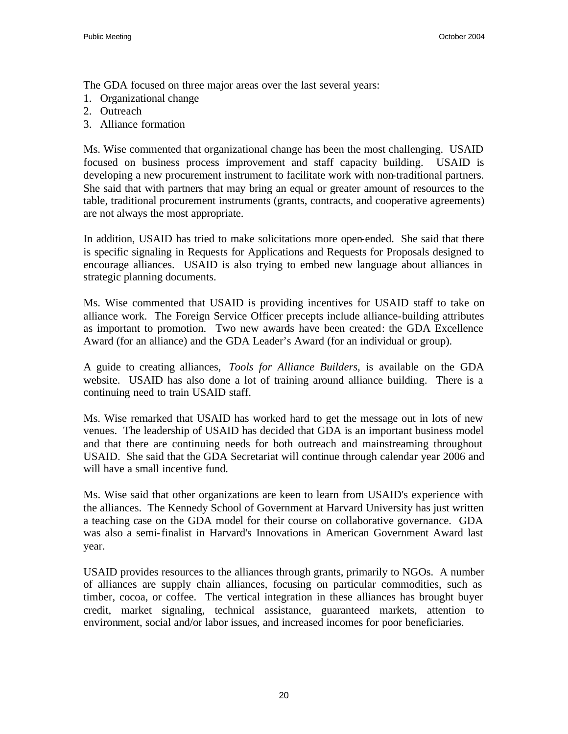The GDA focused on three major areas over the last several years:

1. Organizational change
2. Outreach
3. Alliance formation

Ms. Wise commented that organizational change has been the most challenging. USAID focused on business process improvement and staff capacity building. USAID is developing a new procurement instrument to facilitate work with non-traditional partners. She said that with partners that may bring an equal or greater amount of resources to the table, traditional procurement instruments (grants, contracts, and cooperative agreements) are not always the most appropriate.

In addition, USAID has tried to make solicitations more open-ended. She said that there is specific signaling in Requests for Applications and Requests for Proposals designed to encourage alliances. USAID is also trying to embed new language about alliances in strategic planning documents.

Ms. Wise commented that USAID is providing incentives for USAID staff to take on alliance work. The Foreign Service Officer precepts include alliance-building attributes as important to promotion. Two new awards have been created: the GDA Excellence Award (for an alliance) and the GDA Leader's Award (for an individual or group).

A guide to creating alliances, *Tools for Alliance Builders*, is available on the GDA website. USAID has also done a lot of training around alliance building. There is a continuing need to train USAID staff.

Ms. Wise remarked that USAID has worked hard to get the message out in lots of new venues. The leadership of USAID has decided that GDA is an important business model and that there are continuing needs for both outreach and mainstreaming throughout USAID. She said that the GDA Secretariat will continue through calendar year 2006 and will have a small incentive fund.

Ms. Wise said that other organizations are keen to learn from USAID's experience with the alliances. The Kennedy School of Government at Harvard University has just written a teaching case on the GDA model for their course on collaborative governance. GDA was also a semi-finalist in Harvard's Innovations in American Government Award last year.

USAID provides resources to the alliances through grants, primarily to NGOs. A number of alliances are supply chain alliances, focusing on particular commodities, such as timber, cocoa, or coffee. The vertical integration in these alliances has brought buyer credit, market signaling, technical assistance, guaranteed markets, attention to environment, social and/or labor issues, and increased incomes for poor beneficiaries.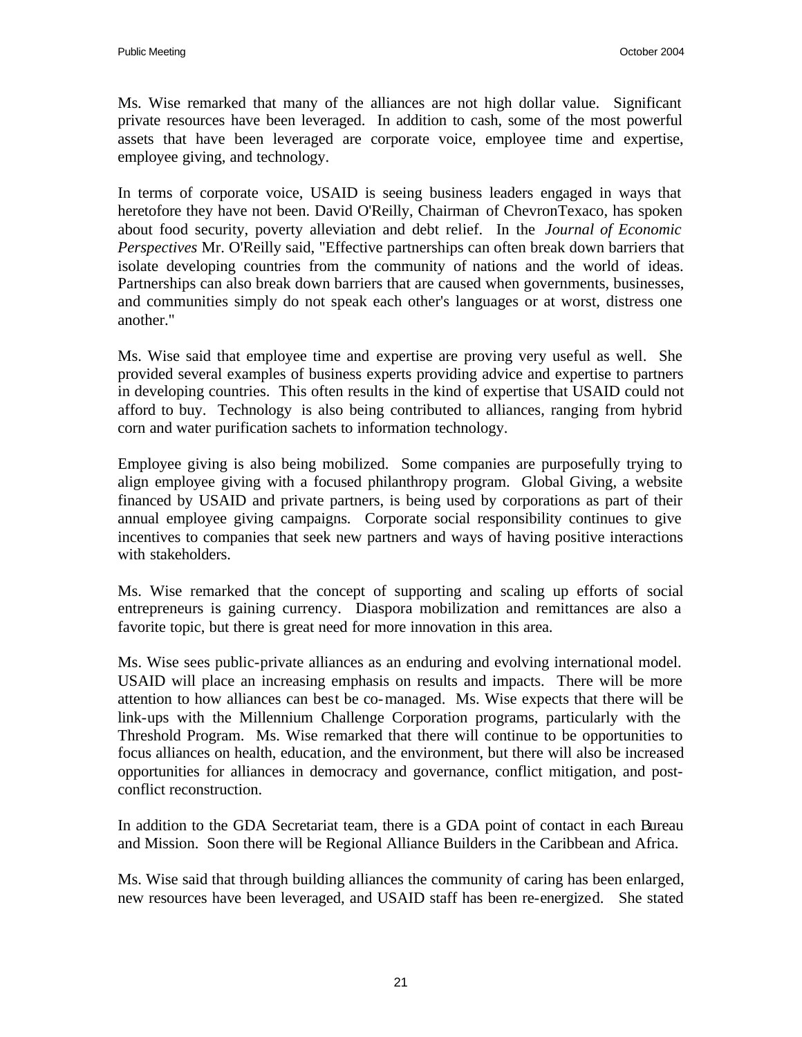Ms. Wise remarked that many of the alliances are not high dollar value. Significant private resources have been leveraged. In addition to cash, some of the most powerful assets that have been leveraged are corporate voice, employee time and expertise, employee giving, and technology.

In terms of corporate voice, USAID is seeing business leaders engaged in ways that heretofore they have not been. David O'Reilly, Chairman of ChevronTexaco, has spoken about food security, poverty alleviation and debt relief. In the *Journal of Economic Perspectives* Mr. O'Reilly said, "Effective partnerships can often break down barriers that isolate developing countries from the community of nations and the world of ideas. Partnerships can also break down barriers that are caused when governments, businesses, and communities simply do not speak each other's languages or at worst, distress one another."

Ms. Wise said that employee time and expertise are proving very useful as well. She provided several examples of business experts providing advice and expertise to partners in developing countries. This often results in the kind of expertise that USAID could not afford to buy. Technology is also being contributed to alliances, ranging from hybrid corn and water purification sachets to information technology.

Employee giving is also being mobilized. Some companies are purposefully trying to align employee giving with a focused philanthropy program. Global Giving, a website financed by USAID and private partners, is being used by corporations as part of their annual employee giving campaigns. Corporate social responsibility continues to give incentives to companies that seek new partners and ways of having positive interactions with stakeholders.

Ms. Wise remarked that the concept of supporting and scaling up efforts of social entrepreneurs is gaining currency. Diaspora mobilization and remittances are also a favorite topic, but there is great need for more innovation in this area.

Ms. Wise sees public-private alliances as an enduring and evolving international model. USAID will place an increasing emphasis on results and impacts. There will be more attention to how alliances can best be co-managed. Ms. Wise expects that there will be link-ups with the Millennium Challenge Corporation programs, particularly with the Threshold Program. Ms. Wise remarked that there will continue to be opportunities to focus alliances on health, education, and the environment, but there will also be increased opportunities for alliances in democracy and governance, conflict mitigation, and post-conflict reconstruction.

In addition to the GDA Secretariat team, there is a GDA point of contact in each Bureau and Mission. Soon there will be Regional Alliance Builders in the Caribbean and Africa.

Ms. Wise said that through building alliances the community of caring has been enlarged, new resources have been leveraged, and USAID staff has been re-energized. She stated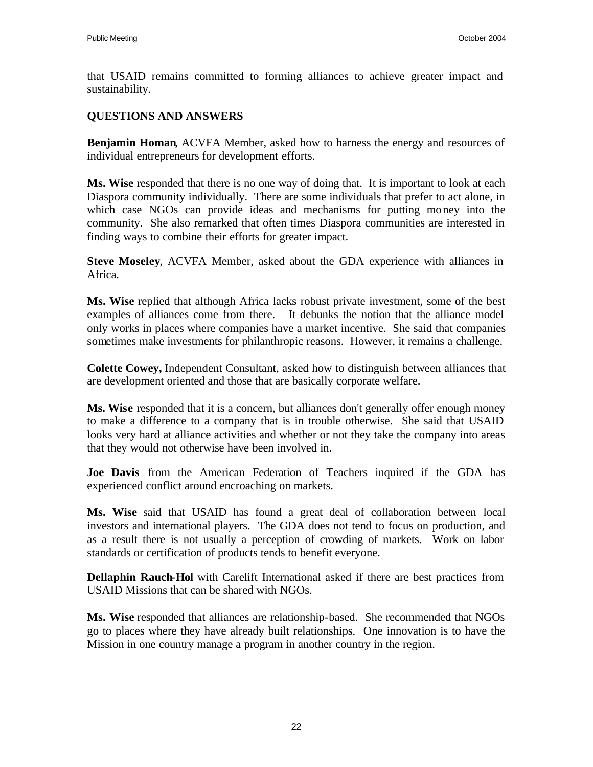that USAID remains committed to forming alliances to achieve greater impact and sustainability.

## QUESTIONS AND ANSWERS

**Benjamin Homan**, ACVFA Member, asked how to harness the energy and resources of individual entrepreneurs for development efforts.

**Ms. Wise** responded that there is no one way of doing that. It is important to look at each Diaspora community individually. There are some individuals that prefer to act alone, in which case NGOs can provide ideas and mechanisms for putting money into the community. She also remarked that often times Diaspora communities are interested in finding ways to combine their efforts for greater impact.

**Steve Moseley**, ACVFA Member, asked about the GDA experience with alliances in Africa.

**Ms. Wise** replied that although Africa lacks robust private investment, some of the best examples of alliances come from there. It debunks the notion that the alliance model only works in places where companies have a market incentive. She said that companies sometimes make investments for philanthropic reasons. However, it remains a challenge.

**Colette Cowey,** Independent Consultant, asked how to distinguish between alliances that are development oriented and those that are basically corporate welfare.

**Ms. Wise** responded that it is a concern, but alliances don't generally offer enough money to make a difference to a company that is in trouble otherwise. She said that USAID looks very hard at alliance activities and whether or not they take the company into areas that they would not otherwise have been involved in.

**Joe Davis** from the American Federation of Teachers inquired if the GDA has experienced conflict around encroaching on markets.

**Ms. Wise** said that USAID has found a great deal of collaboration between local investors and international players. The GDA does not tend to focus on production, and as a result there is not usually a perception of crowding of markets. Work on labor standards or certification of products tends to benefit everyone.

**Dellaphin Rauch-Hol** with Carelift International asked if there are best practices from USAID Missions that can be shared with NGOs.

**Ms. Wise** responded that alliances are relationship-based. She recommended that NGOs go to places where they have already built relationships. One innovation is to have the Mission in one country manage a program in another country in the region.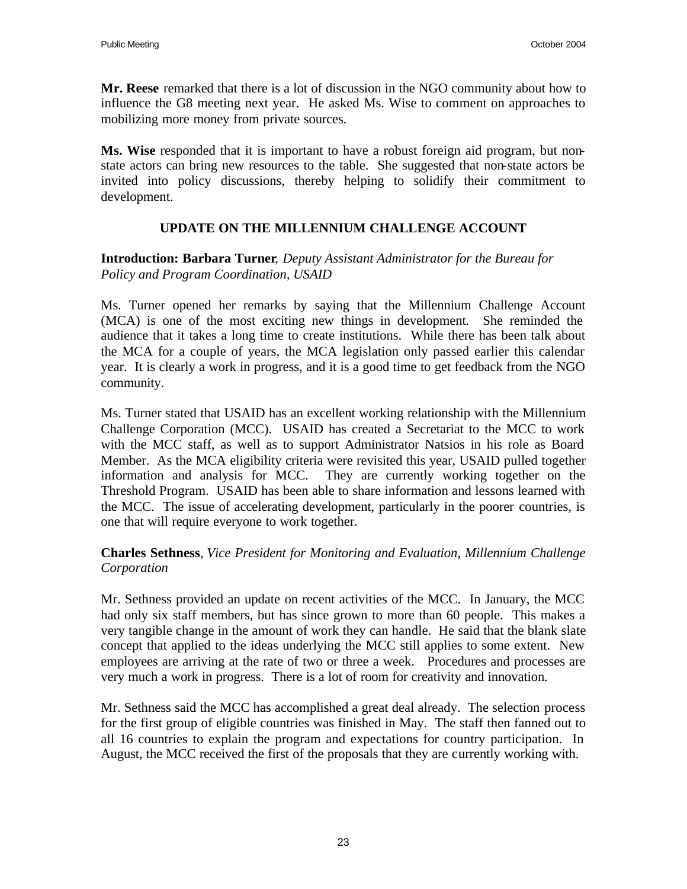**Mr. Reese** remarked that there is a lot of discussion in the NGO community about how to influence the G8 meeting next year. He asked Ms. Wise to comment on approaches to mobilizing more money from private sources.

**Ms. Wise** responded that it is important to have a robust foreign aid program, but non-state actors can bring new resources to the table. She suggested that non-state actors be invited into policy discussions, thereby helping to solidify their commitment to development.

## UPDATE ON THE MILLENNIUM CHALLENGE ACCOUNT

**Introduction: Barbara Turner**, *Deputy Assistant Administrator for the Bureau for Policy and Program Coordination, USAID*

Ms. Turner opened her remarks by saying that the Millennium Challenge Account (MCA) is one of the most exciting new things in development. She reminded the audience that it takes a long time to create institutions. While there has been talk about the MCA for a couple of years, the MCA legislation only passed earlier this calendar year. It is clearly a work in progress, and it is a good time to get feedback from the NGO community.

Ms. Turner stated that USAID has an excellent working relationship with the Millennium Challenge Corporation (MCC). USAID has created a Secretariat to the MCC to work with the MCC staff, as well as to support Administrator Natsios in his role as Board Member. As the MCA eligibility criteria were revisited this year, USAID pulled together information and analysis for MCC. They are currently working together on the Threshold Program. USAID has been able to share information and lessons learned with the MCC. The issue of accelerating development, particularly in the poorer countries, is one that will require everyone to work together.

**Charles Sethness**, *Vice President for Monitoring and Evaluation, Millennium Challenge Corporation*

Mr. Sethness provided an update on recent activities of the MCC. In January, the MCC had only six staff members, but has since grown to more than 60 people. This makes a very tangible change in the amount of work they can handle. He said that the blank slate concept that applied to the ideas underlying the MCC still applies to some extent. New employees are arriving at the rate of two or three a week. Procedures and processes are very much a work in progress. There is a lot of room for creativity and innovation.

Mr. Sethness said the MCC has accomplished a great deal already. The selection process for the first group of eligible countries was finished in May. The staff then fanned out to all 16 countries to explain the program and expectations for country participation. In August, the MCC received the first of the proposals that they are currently working with.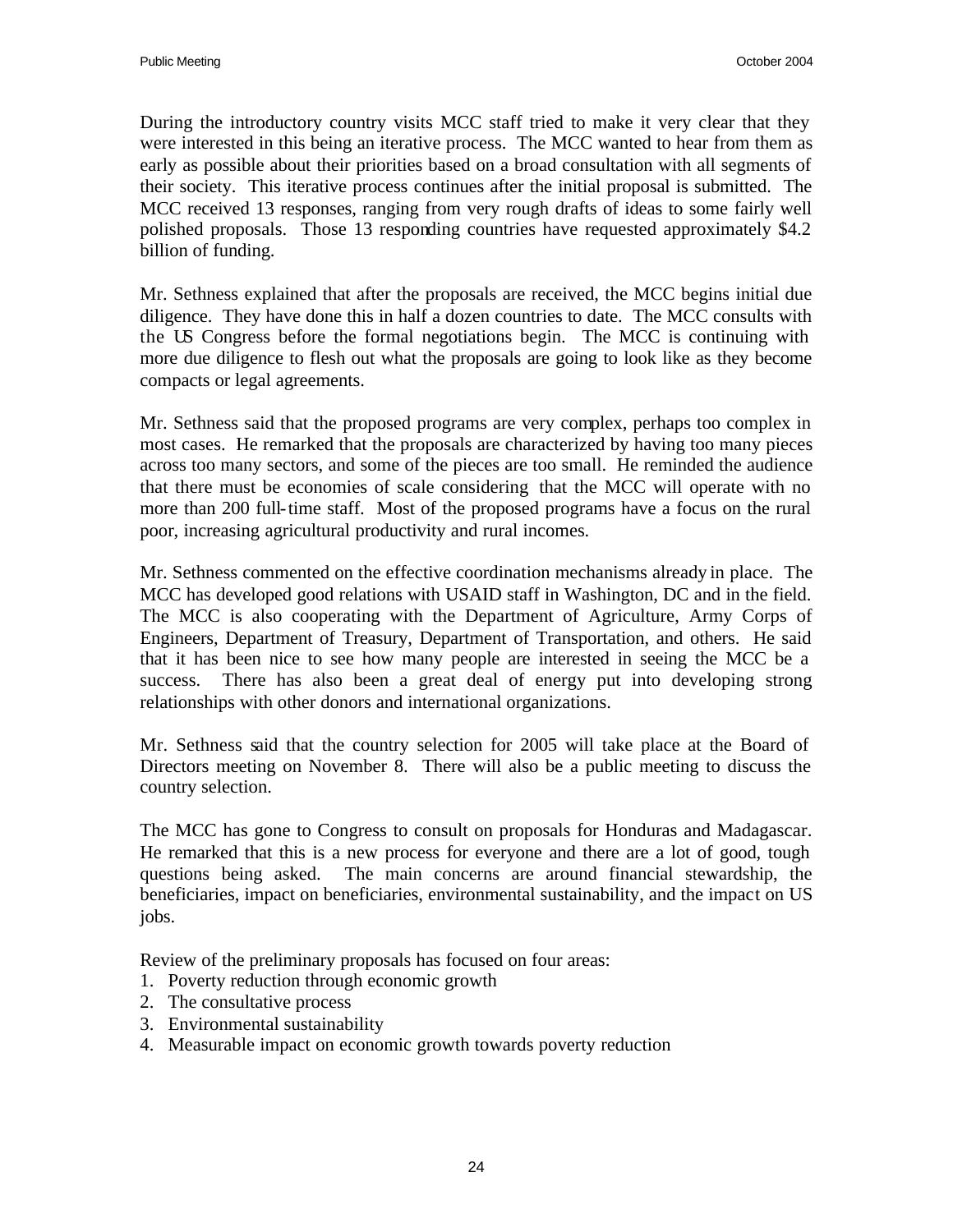During the introductory country visits MCC staff tried to make it very clear that they were interested in this being an iterative process. The MCC wanted to hear from them as early as possible about their priorities based on a broad consultation with all segments of their society. This iterative process continues after the initial proposal is submitted. The MCC received 13 responses, ranging from very rough drafts of ideas to some fairly well polished proposals. Those 13 responding countries have requested approximately $4.2 billion of funding.

Mr. Sethness explained that after the proposals are received, the MCC begins initial due diligence. They have done this in half a dozen countries to date. The MCC consults with the US Congress before the formal negotiations begin. The MCC is continuing with more due diligence to flesh out what the proposals are going to look like as they become compacts or legal agreements.

Mr. Sethness said that the proposed programs are very complex, perhaps too complex in most cases. He remarked that the proposals are characterized by having too many pieces across too many sectors, and some of the pieces are too small. He reminded the audience that there must be economies of scale considering that the MCC will operate with no more than 200 full-time staff. Most of the proposed programs have a focus on the rural poor, increasing agricultural productivity and rural incomes.

Mr. Sethness commented on the effective coordination mechanisms already in place. The MCC has developed good relations with USAID staff in Washington, DC and in the field. The MCC is also cooperating with the Department of Agriculture, Army Corps of Engineers, Department of Treasury, Department of Transportation, and others. He said that it has been nice to see how many people are interested in seeing the MCC be a success. There has also been a great deal of energy put into developing strong relationships with other donors and international organizations.

Mr. Sethness said that the country selection for 2005 will take place at the Board of Directors meeting on November 8. There will also be a public meeting to discuss the country selection.

The MCC has gone to Congress to consult on proposals for Honduras and Madagascar. He remarked that this is a new process for everyone and there are a lot of good, tough questions being asked. The main concerns are around financial stewardship, the beneficiaries, impact on beneficiaries, environmental sustainability, and the impact on US jobs.

Review of the preliminary proposals has focused on four areas:

1. Poverty reduction through economic growth
2. The consultative process
3. Environmental sustainability
4. Measurable impact on economic growth towards poverty reduction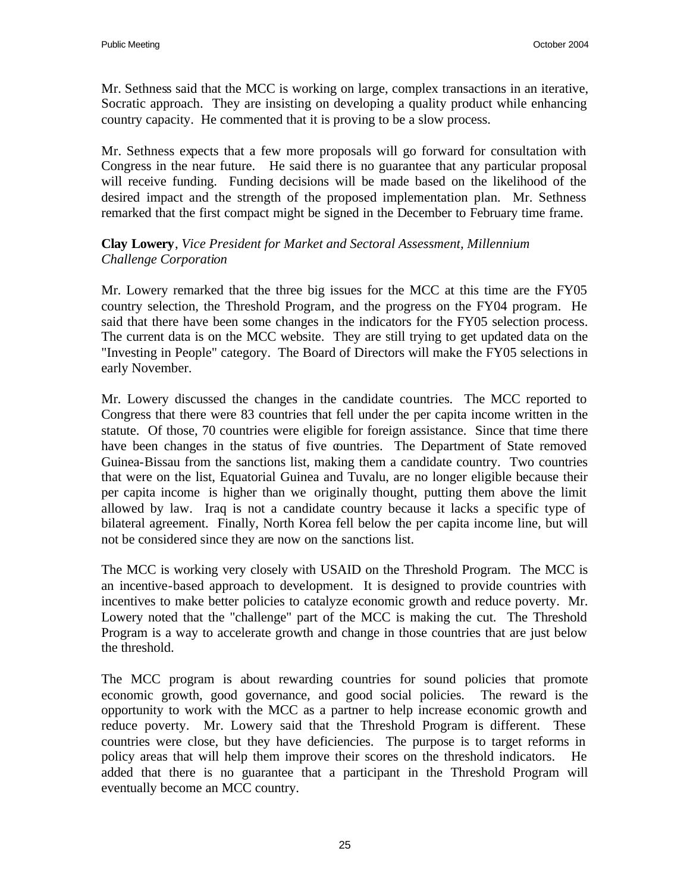Mr. Sethness said that the MCC is working on large, complex transactions in an iterative, Socratic approach. They are insisting on developing a quality product while enhancing country capacity. He commented that it is proving to be a slow process.

Mr. Sethness expects that a few more proposals will go forward for consultation with Congress in the near future. He said there is no guarantee that any particular proposal will receive funding. Funding decisions will be made based on the likelihood of the desired impact and the strength of the proposed implementation plan. Mr. Sethness remarked that the first compact might be signed in the December to February time frame.

**Clay Lowery**, *Vice President for Market and Sectoral Assessment, Millennium Challenge Corporation*

Mr. Lowery remarked that the three big issues for the MCC at this time are the FY05 country selection, the Threshold Program, and the progress on the FY04 program. He said that there have been some changes in the indicators for the FY05 selection process. The current data is on the MCC website. They are still trying to get updated data on the "Investing in People" category. The Board of Directors will make the FY05 selections in early November.

Mr. Lowery discussed the changes in the candidate countries. The MCC reported to Congress that there were 83 countries that fell under the per capita income written in the statute. Of those, 70 countries were eligible for foreign assistance. Since that time there have been changes in the status of five countries. The Department of State removed Guinea-Bissau from the sanctions list, making them a candidate country. Two countries that were on the list, Equatorial Guinea and Tuvalu, are no longer eligible because their per capita income is higher than we originally thought, putting them above the limit allowed by law. Iraq is not a candidate country because it lacks a specific type of bilateral agreement. Finally, North Korea fell below the per capita income line, but will not be considered since they are now on the sanctions list.

The MCC is working very closely with USAID on the Threshold Program. The MCC is an incentive-based approach to development. It is designed to provide countries with incentives to make better policies to catalyze economic growth and reduce poverty. Mr. Lowery noted that the "challenge" part of the MCC is making the cut. The Threshold Program is a way to accelerate growth and change in those countries that are just below the threshold.

The MCC program is about rewarding countries for sound policies that promote economic growth, good governance, and good social policies. The reward is the opportunity to work with the MCC as a partner to help increase economic growth and reduce poverty. Mr. Lowery said that the Threshold Program is different. These countries were close, but they have deficiencies. The purpose is to target reforms in policy areas that will help them improve their scores on the threshold indicators. He added that there is no guarantee that a participant in the Threshold Program will eventually become an MCC country.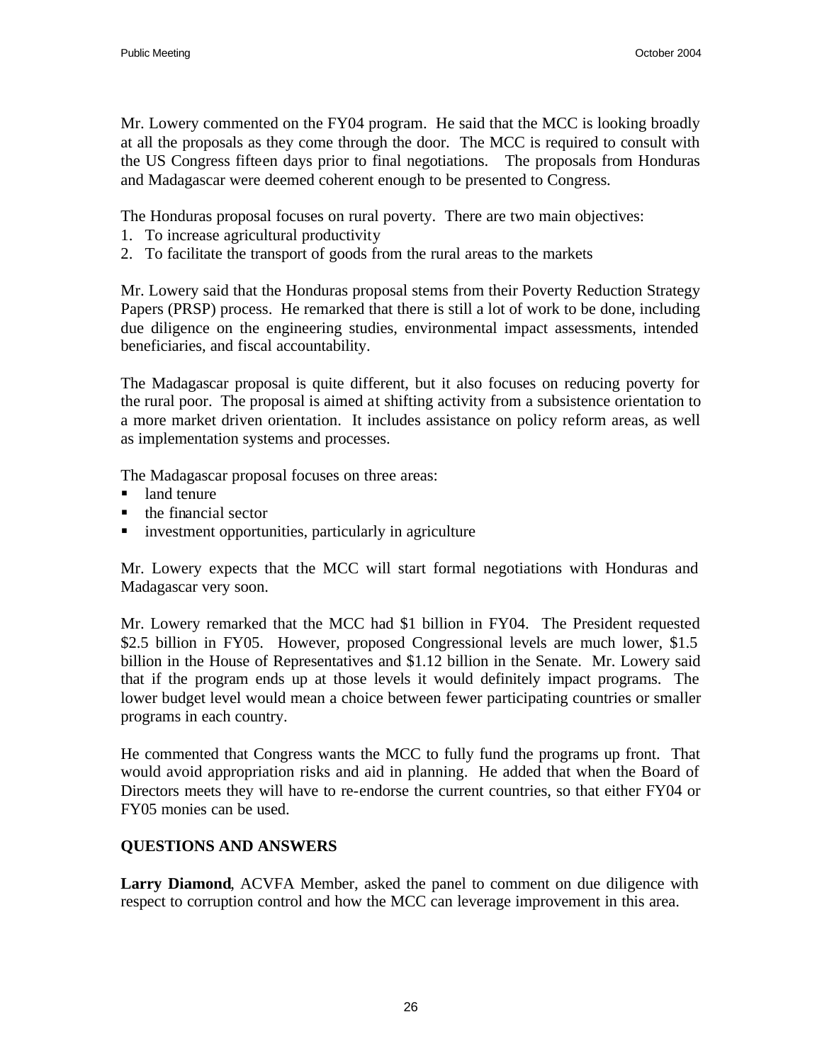Mr. Lowery commented on the FY04 program. He said that the MCC is looking broadly at all the proposals as they come through the door. The MCC is required to consult with the US Congress fifteen days prior to final negotiations. The proposals from Honduras and Madagascar were deemed coherent enough to be presented to Congress.

The Honduras proposal focuses on rural poverty. There are two main objectives:

1. To increase agricultural productivity
2. To facilitate the transport of goods from the rural areas to the markets

Mr. Lowery said that the Honduras proposal stems from their Poverty Reduction Strategy Papers (PRSP) process. He remarked that there is still a lot of work to be done, including due diligence on the engineering studies, environmental impact assessments, intended beneficiaries, and fiscal accountability.

The Madagascar proposal is quite different, but it also focuses on reducing poverty for the rural poor. The proposal is aimed at shifting activity from a subsistence orientation to a more market driven orientation. It includes assistance on policy reform areas, as well as implementation systems and processes.

The Madagascar proposal focuses on three areas:

- land tenure
- the financial sector
- investment opportunities, particularly in agriculture

Mr. Lowery expects that the MCC will start formal negotiations with Honduras and Madagascar very soon.

Mr. Lowery remarked that the MCC had $1 billion in FY04. The President requested $2.5 billion in FY05. However, proposed Congressional levels are much lower, $1.5 billion in the House of Representatives and $1.12 billion in the Senate. Mr. Lowery said that if the program ends up at those levels it would definitely impact programs. The lower budget level would mean a choice between fewer participating countries or smaller programs in each country.

He commented that Congress wants the MCC to fully fund the programs up front. That would avoid appropriation risks and aid in planning. He added that when the Board of Directors meets they will have to re-endorse the current countries, so that either FY04 or FY05 monies can be used.

## QUESTIONS AND ANSWERS

**Larry Diamond**, ACVFA Member, asked the panel to comment on due diligence with respect to corruption control and how the MCC can leverage improvement in this area.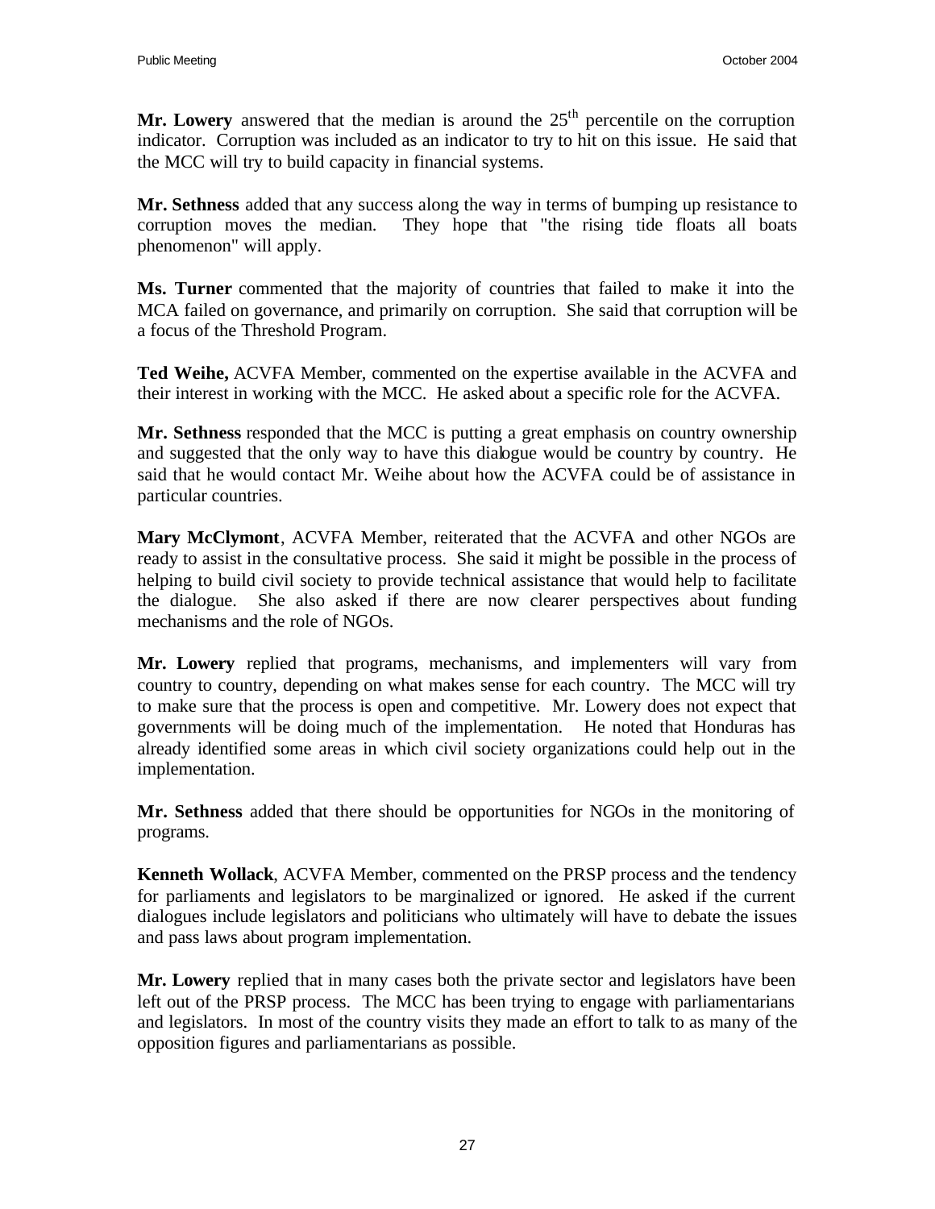**Mr. Lowery** answered that the median is around the 25th percentile on the corruption indicator. Corruption was included as an indicator to try to hit on this issue. He said that the MCC will try to build capacity in financial systems.

**Mr. Sethness** added that any success along the way in terms of bumping up resistance to corruption moves the median. They hope that "the rising tide floats all boats phenomenon" will apply.

**Ms. Turner** commented that the majority of countries that failed to make it into the MCA failed on governance, and primarily on corruption. She said that corruption will be a focus of the Threshold Program.

**Ted Weihe,** ACVFA Member, commented on the expertise available in the ACVFA and their interest in working with the MCC. He asked about a specific role for the ACVFA.

**Mr. Sethness** responded that the MCC is putting a great emphasis on country ownership and suggested that the only way to have this dialogue would be country by country. He said that he would contact Mr. Weihe about how the ACVFA could be of assistance in particular countries.

**Mary McClymont**, ACVFA Member, reiterated that the ACVFA and other NGOs are ready to assist in the consultative process. She said it might be possible in the process of helping to build civil society to provide technical assistance that would help to facilitate the dialogue. She also asked if there are now clearer perspectives about funding mechanisms and the role of NGOs.

**Mr. Lowery** replied that programs, mechanisms, and implementers will vary from country to country, depending on what makes sense for each country. The MCC will try to make sure that the process is open and competitive. Mr. Lowery does not expect that governments will be doing much of the implementation. He noted that Honduras has already identified some areas in which civil society organizations could help out in the implementation.

**Mr. Sethness** added that there should be opportunities for NGOs in the monitoring of programs.

**Kenneth Wollack**, ACVFA Member, commented on the PRSP process and the tendency for parliaments and legislators to be marginalized or ignored. He asked if the current dialogues include legislators and politicians who ultimately will have to debate the issues and pass laws about program implementation.

**Mr. Lowery** replied that in many cases both the private sector and legislators have been left out of the PRSP process. The MCC has been trying to engage with parliamentarians and legislators. In most of the country visits they made an effort to talk to as many of the opposition figures and parliamentarians as possible.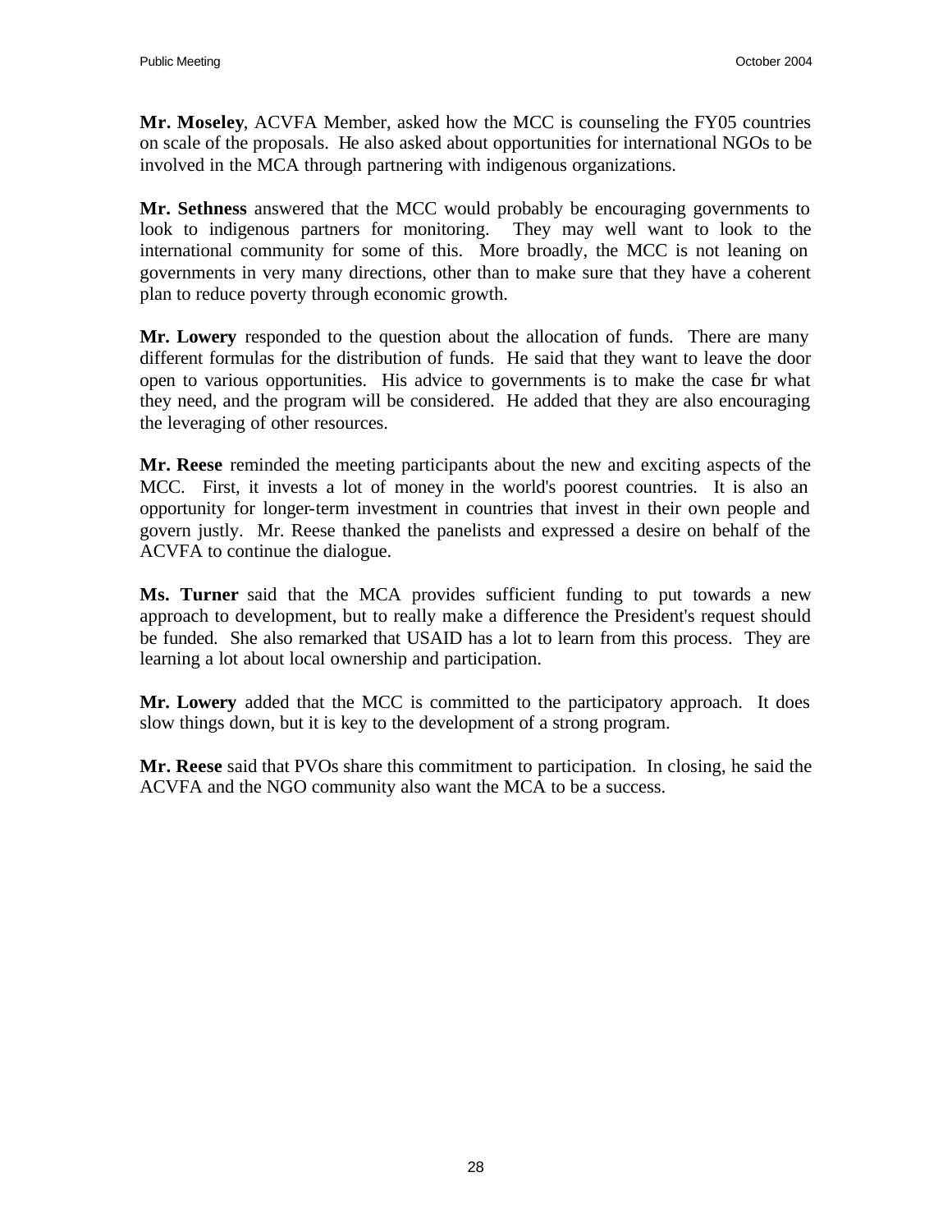**Mr. Moseley**, ACVFA Member, asked how the MCC is counseling the FY05 countries on scale of the proposals. He also asked about opportunities for international NGOs to be involved in the MCA through partnering with indigenous organizations.

**Mr. Sethness** answered that the MCC would probably be encouraging governments to look to indigenous partners for monitoring. They may well want to look to the international community for some of this. More broadly, the MCC is not leaning on governments in very many directions, other than to make sure that they have a coherent plan to reduce poverty through economic growth.

**Mr. Lowery** responded to the question about the allocation of funds. There are many different formulas for the distribution of funds. He said that they want to leave the door open to various opportunities. His advice to governments is to make the case for what they need, and the program will be considered. He added that they are also encouraging the leveraging of other resources.

**Mr. Reese** reminded the meeting participants about the new and exciting aspects of the MCC. First, it invests a lot of money in the world's poorest countries. It is also an opportunity for longer-term investment in countries that invest in their own people and govern justly. Mr. Reese thanked the panelists and expressed a desire on behalf of the ACVFA to continue the dialogue.

**Ms. Turner** said that the MCA provides sufficient funding to put towards a new approach to development, but to really make a difference the President's request should be funded. She also remarked that USAID has a lot to learn from this process. They are learning a lot about local ownership and participation.

**Mr. Lowery** added that the MCC is committed to the participatory approach. It does slow things down, but it is key to the development of a strong program.

**Mr. Reese** said that PVOs share this commitment to participation. In closing, he said the ACVFA and the NGO community also want the MCA to be a success.